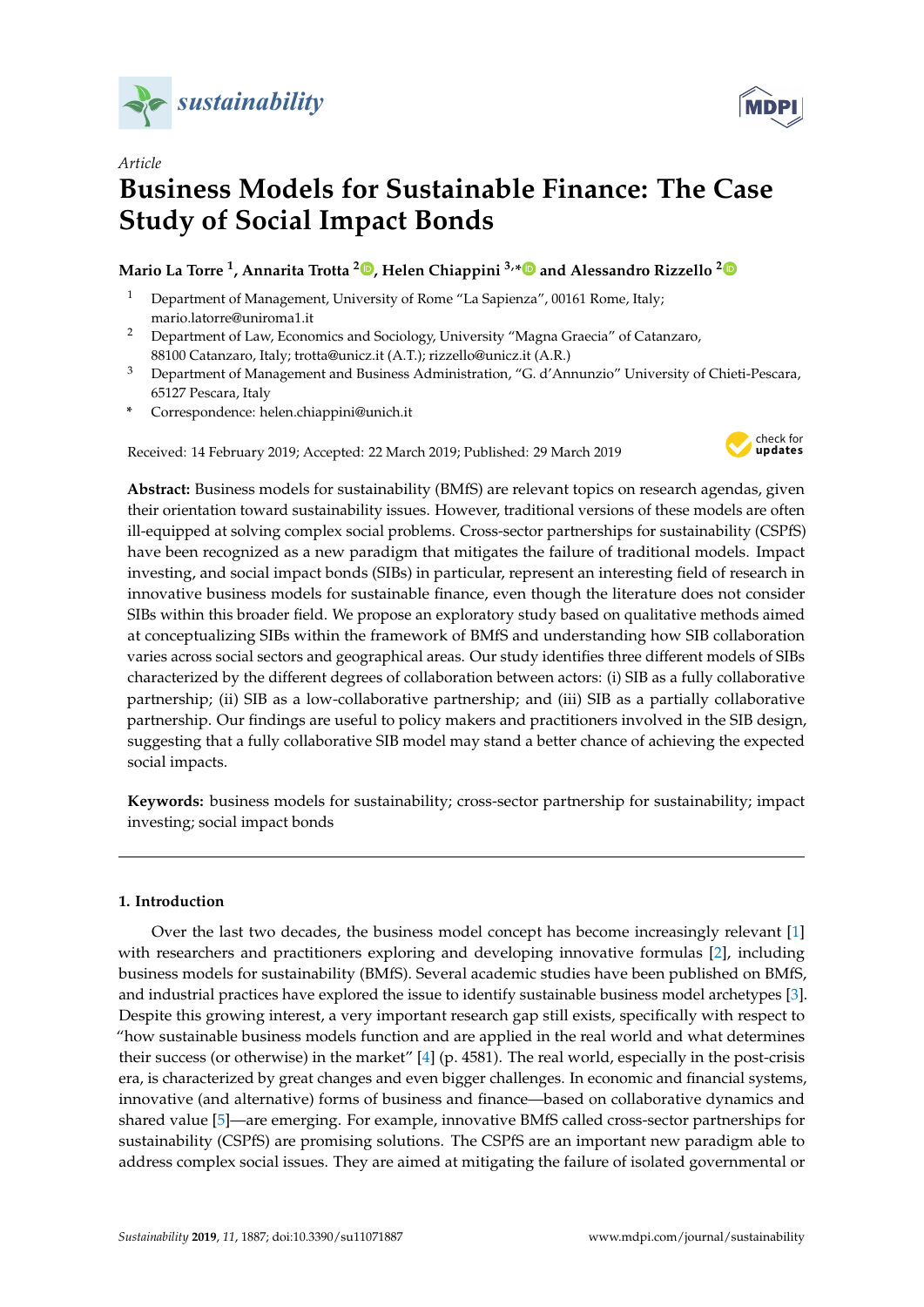*Article*

# Business Models for Sustainable Finance: The Case Study of Social Impact Bonds

**Mario La Torre [1], Annarita Trotta [2], Helen Chiappini [3,*] and Alessandro Rizzello [2]**

[1] Department of Management, University of Rome "La Sapienza", 00161 Rome, Italy; mario.latorre@uniroma1.it

[2] Department of Law, Economics and Sociology, University "Magna Graecia" of Catanzaro, 88100 Catanzaro, Italy; trotta@unicz.it (A.T.); rizzello@unicz.it (A.R.)

[3] Department of Management and Business Administration, "G. d'Annunzio" University of Chieti-Pescara, 65127 Pescara, Italy

* Correspondence: helen.chiappini@unich.it

Received: 14 February 2019; Accepted: 22 March 2019; Published: 29 March 2019

**Abstract:** Business models for sustainability (BMfS) are relevant topics on research agendas, given their orientation toward sustainability issues. However, traditional versions of these models are often ill-equipped at solving complex social problems. Cross-sector partnerships for sustainability (CSPfS) have been recognized as a new paradigm that mitigates the failure of traditional models. Impact investing, and social impact bonds (SIBs) in particular, represent an interesting field of research in innovative business models for sustainable finance, even though the literature does not consider SIBs within this broader field. We propose an exploratory study based on qualitative methods aimed at conceptualizing SIBs within the framework of BMfS and understanding how SIB collaboration varies across social sectors and geographical areas. Our study identifies three different models of SIBs characterized by the different degrees of collaboration between actors: (i) SIB as a fully collaborative partnership; (ii) SIB as a low-collaborative partnership; and (iii) SIB as a partially collaborative partnership. Our findings are useful to policy makers and practitioners involved in the SIB design, suggesting that a fully collaborative SIB model may stand a better chance of achieving the expected social impacts.

**Keywords:** business models for sustainability; cross-sector partnership for sustainability; impact investing; social impact bonds

## 1. Introduction

Over the last two decades, the business model concept has become increasingly relevant [1] with researchers and practitioners exploring and developing innovative formulas [2], including business models for sustainability (BMfS). Several academic studies have been published on BMfS, and industrial practices have explored the issue to identify sustainable business model archetypes [3]. Despite this growing interest, a very important research gap still exists, specifically with respect to "how sustainable business models function and are applied in the real world and what determines their success (or otherwise) in the market" [4] (p. 4581). The real world, especially in the post-crisis era, is characterized by great changes and even bigger challenges. In economic and financial systems, innovative (and alternative) forms of business and finance—based on collaborative dynamics and shared value [5]—are emerging. For example, innovative BMfS called cross-sector partnerships for sustainability (CSPfS) are promising solutions. The CSPfS are an important new paradigm able to address complex social issues. They are aimed at mitigating the failure of isolated governmental or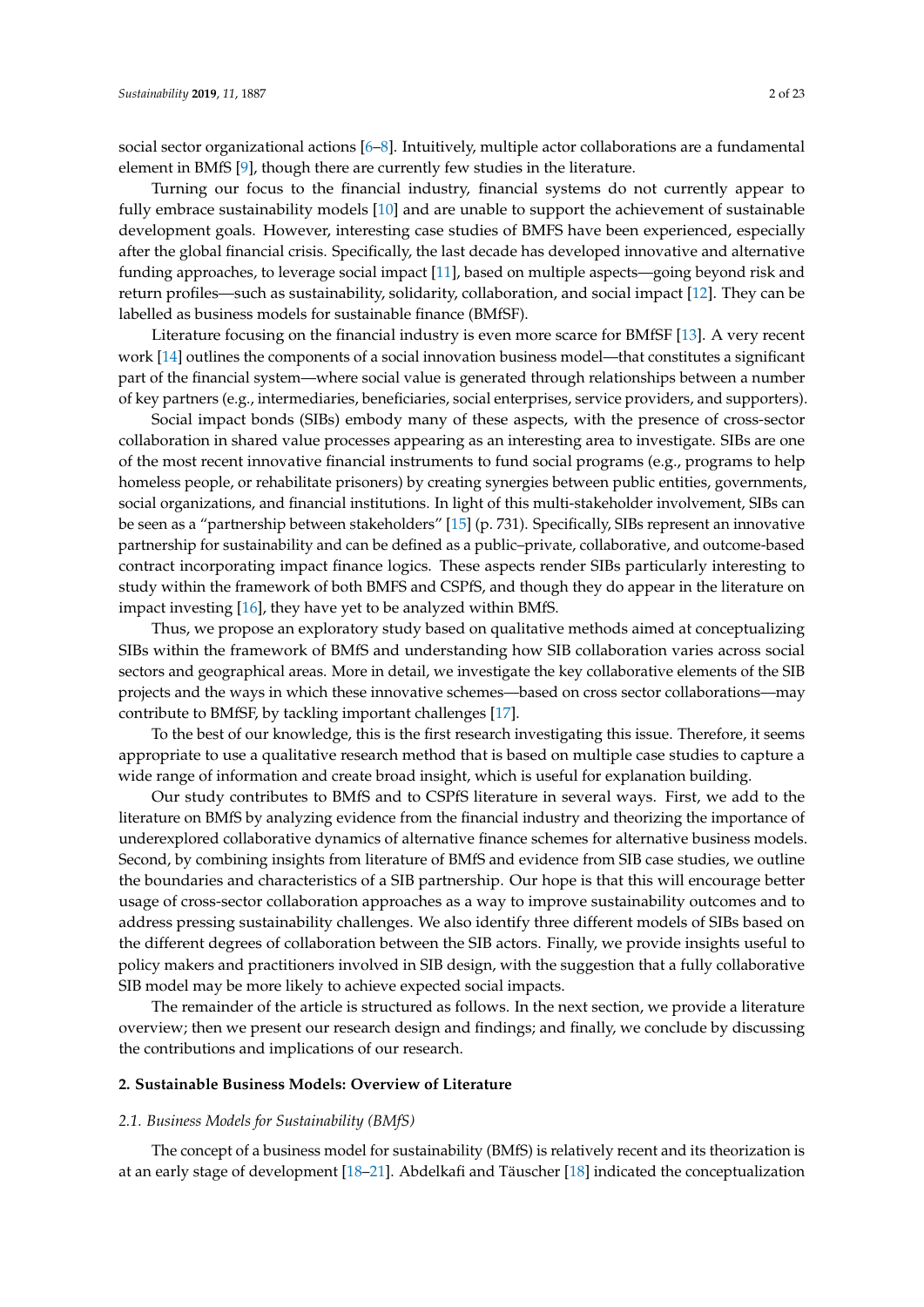social sector organizational actions [6–8]. Intuitively, multiple actor collaborations are a fundamental element in BMfS [9], though there are currently few studies in the literature.

Turning our focus to the financial industry, financial systems do not currently appear to fully embrace sustainability models [10] and are unable to support the achievement of sustainable development goals. However, interesting case studies of BMFS have been experienced, especially after the global financial crisis. Specifically, the last decade has developed innovative and alternative funding approaches, to leverage social impact [11], based on multiple aspects—going beyond risk and return profiles—such as sustainability, solidarity, collaboration, and social impact [12]. They can be labelled as business models for sustainable finance (BMfSF).

Literature focusing on the financial industry is even more scarce for BMfSF [13]. A very recent work [14] outlines the components of a social innovation business model—that constitutes a significant part of the financial system—where social value is generated through relationships between a number of key partners (e.g., intermediaries, beneficiaries, social enterprises, service providers, and supporters).

Social impact bonds (SIBs) embody many of these aspects, with the presence of cross-sector collaboration in shared value processes appearing as an interesting area to investigate. SIBs are one of the most recent innovative financial instruments to fund social programs (e.g., programs to help homeless people, or rehabilitate prisoners) by creating synergies between public entities, governments, social organizations, and financial institutions. In light of this multi-stakeholder involvement, SIBs can be seen as a "partnership between stakeholders" [15] (p. 731). Specifically, SIBs represent an innovative partnership for sustainability and can be defined as a public–private, collaborative, and outcome-based contract incorporating impact finance logics. These aspects render SIBs particularly interesting to study within the framework of both BMFS and CSPfS, and though they do appear in the literature on impact investing [16], they have yet to be analyzed within BMfS.

Thus, we propose an exploratory study based on qualitative methods aimed at conceptualizing SIBs within the framework of BMfS and understanding how SIB collaboration varies across social sectors and geographical areas. More in detail, we investigate the key collaborative elements of the SIB projects and the ways in which these innovative schemes—based on cross sector collaborations—may contribute to BMfSF, by tackling important challenges [17].

To the best of our knowledge, this is the first research investigating this issue. Therefore, it seems appropriate to use a qualitative research method that is based on multiple case studies to capture a wide range of information and create broad insight, which is useful for explanation building.

Our study contributes to BMfS and to CSPfS literature in several ways. First, we add to the literature on BMfS by analyzing evidence from the financial industry and theorizing the importance of underexplored collaborative dynamics of alternative finance schemes for alternative business models. Second, by combining insights from literature of BMfS and evidence from SIB case studies, we outline the boundaries and characteristics of a SIB partnership. Our hope is that this will encourage better usage of cross-sector collaboration approaches as a way to improve sustainability outcomes and to address pressing sustainability challenges. We also identify three different models of SIBs based on the different degrees of collaboration between the SIB actors. Finally, we provide insights useful to policy makers and practitioners involved in SIB design, with the suggestion that a fully collaborative SIB model may be more likely to achieve expected social impacts.

The remainder of the article is structured as follows. In the next section, we provide a literature overview; then we present our research design and findings; and finally, we conclude by discussing the contributions and implications of our research.

## 2. Sustainable Business Models: Overview of Literature

### 2.1. Business Models for Sustainability (BMfS)

The concept of a business model for sustainability (BMfS) is relatively recent and its theorization is at an early stage of development [18–21]. Abdelkafi and Täuscher [18] indicated the conceptualization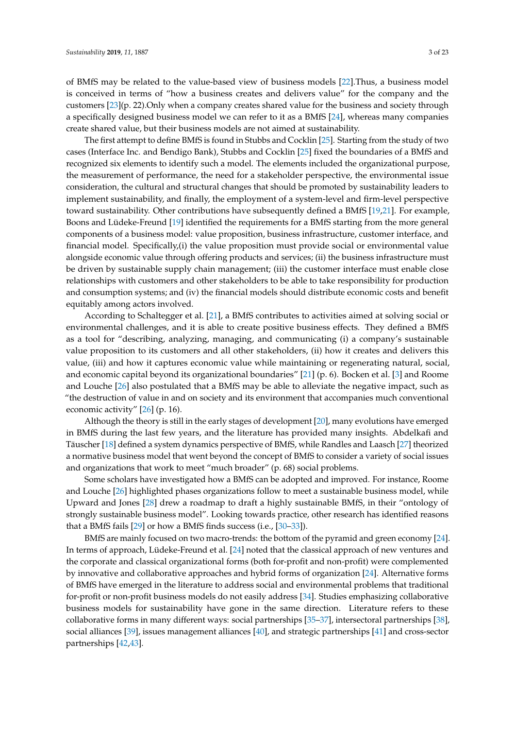of BMfS may be related to the value-based view of business models [22].Thus, a business model is conceived in terms of "how a business creates and delivers value" for the company and the customers [23](p. 22).Only when a company creates shared value for the business and society through a specifically designed business model we can refer to it as a BMfS [24], whereas many companies create shared value, but their business models are not aimed at sustainability.

The first attempt to define BMfS is found in Stubbs and Cocklin [25]. Starting from the study of two cases (Interface Inc. and Bendigo Bank), Stubbs and Cocklin [25] fixed the boundaries of a BMfS and recognized six elements to identify such a model. The elements included the organizational purpose, the measurement of performance, the need for a stakeholder perspective, the environmental issue consideration, the cultural and structural changes that should be promoted by sustainability leaders to implement sustainability, and finally, the employment of a system-level and firm-level perspective toward sustainability. Other contributions have subsequently defined a BMfS [19,21]. For example, Boons and Lüdeke-Freund [19] identified the requirements for a BMfS starting from the more general components of a business model: value proposition, business infrastructure, customer interface, and financial model. Specifically,(i) the value proposition must provide social or environmental value alongside economic value through offering products and services; (ii) the business infrastructure must be driven by sustainable supply chain management; (iii) the customer interface must enable close relationships with customers and other stakeholders to be able to take responsibility for production and consumption systems; and (iv) the financial models should distribute economic costs and benefit equitably among actors involved.

According to Schaltegger et al. [21], a BMfS contributes to activities aimed at solving social or environmental challenges, and it is able to create positive business effects. They defined a BMfS as a tool for "describing, analyzing, managing, and communicating (i) a company's sustainable value proposition to its customers and all other stakeholders, (ii) how it creates and delivers this value, (iii) and how it captures economic value while maintaining or regenerating natural, social, and economic capital beyond its organizational boundaries" [21] (p. 6). Bocken et al. [3] and Roome and Louche [26] also postulated that a BMfS may be able to alleviate the negative impact, such as "the destruction of value in and on society and its environment that accompanies much conventional economic activity" [26] (p. 16).

Although the theory is still in the early stages of development [20], many evolutions have emerged in BMfS during the last few years, and the literature has provided many insights. Abdelkafi and Täuscher [18] defined a system dynamics perspective of BMfS, while Randles and Laasch [27] theorized a normative business model that went beyond the concept of BMfS to consider a variety of social issues and organizations that work to meet "much broader" (p. 68) social problems.

Some scholars have investigated how a BMfS can be adopted and improved. For instance, Roome and Louche [26] highlighted phases organizations follow to meet a sustainable business model, while Upward and Jones [28] drew a roadmap to draft a highly sustainable BMfS, in their "ontology of strongly sustainable business model". Looking towards practice, other research has identified reasons that a BMfS fails [29] or how a BMfS finds success (i.e., [30–33]).

BMfS are mainly focused on two macro-trends: the bottom of the pyramid and green economy [24]. In terms of approach, Lüdeke-Freund et al. [24] noted that the classical approach of new ventures and the corporate and classical organizational forms (both for-profit and non-profit) were complemented by innovative and collaborative approaches and hybrid forms of organization [24]. Alternative forms of BMfS have emerged in the literature to address social and environmental problems that traditional for-profit or non-profit business models do not easily address [34]. Studies emphasizing collaborative business models for sustainability have gone in the same direction. Literature refers to these collaborative forms in many different ways: social partnerships [35–37], intersectoral partnerships [38], social alliances [39], issues management alliances [40], and strategic partnerships [41] and cross-sector partnerships [42,43].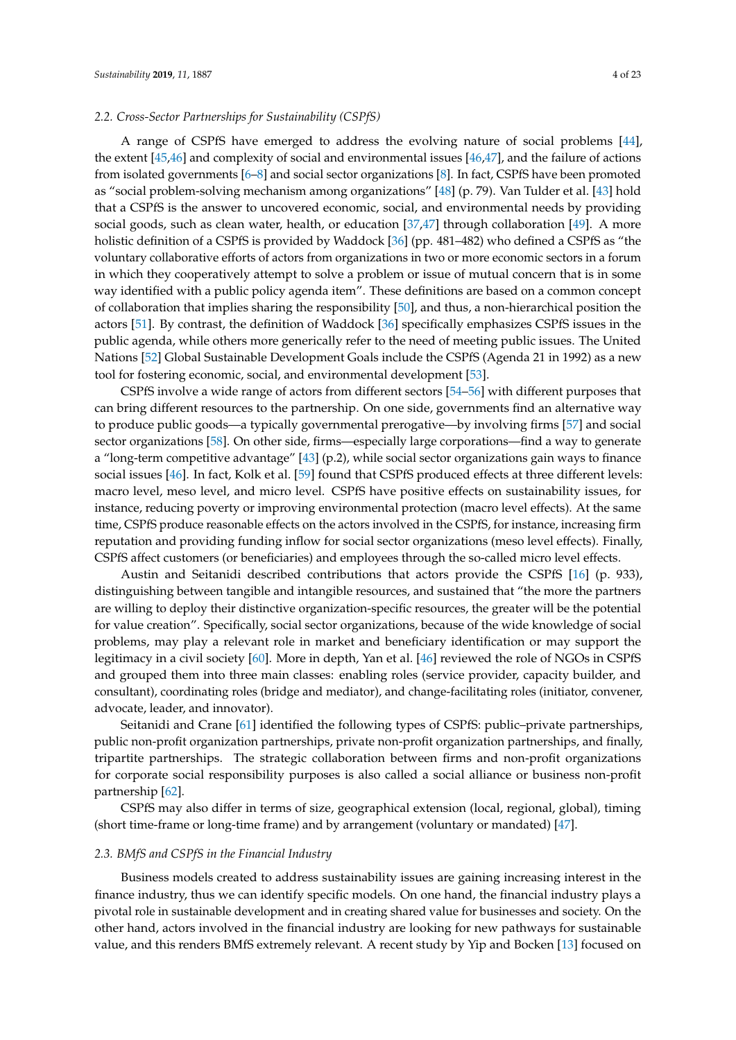### 2.2. Cross-Sector Partnerships for Sustainability (CSPfS)

A range of CSPfS have emerged to address the evolving nature of social problems [44], the extent [45,46] and complexity of social and environmental issues [46,47], and the failure of actions from isolated governments [6–8] and social sector organizations [8]. In fact, CSPfS have been promoted as "social problem-solving mechanism among organizations" [48] (p. 79). Van Tulder et al. [43] hold that a CSPfS is the answer to uncovered economic, social, and environmental needs by providing social goods, such as clean water, health, or education [37,47] through collaboration [49]. A more holistic definition of a CSPfS is provided by Waddock [36] (pp. 481–482) who defined a CSPfS as "the voluntary collaborative efforts of actors from organizations in two or more economic sectors in a forum in which they cooperatively attempt to solve a problem or issue of mutual concern that is in some way identified with a public policy agenda item". These definitions are based on a common concept of collaboration that implies sharing the responsibility [50], and thus, a non-hierarchical position the actors [51]. By contrast, the definition of Waddock [36] specifically emphasizes CSPfS issues in the public agenda, while others more generically refer to the need of meeting public issues. The United Nations [52] Global Sustainable Development Goals include the CSPfS (Agenda 21 in 1992) as a new tool for fostering economic, social, and environmental development [53].

CSPfS involve a wide range of actors from different sectors [54–56] with different purposes that can bring different resources to the partnership. On one side, governments find an alternative way to produce public goods—a typically governmental prerogative—by involving firms [57] and social sector organizations [58]. On other side, firms—especially large corporations—find a way to generate a "long-term competitive advantage" [43] (p.2), while social sector organizations gain ways to finance social issues [46]. In fact, Kolk et al. [59] found that CSPfS produced effects at three different levels: macro level, meso level, and micro level. CSPfS have positive effects on sustainability issues, for instance, reducing poverty or improving environmental protection (macro level effects). At the same time, CSPfS produce reasonable effects on the actors involved in the CSPfS, for instance, increasing firm reputation and providing funding inflow for social sector organizations (meso level effects). Finally, CSPfS affect customers (or beneficiaries) and employees through the so-called micro level effects.

Austin and Seitanidi described contributions that actors provide the CSPfS [16] (p. 933), distinguishing between tangible and intangible resources, and sustained that "the more the partners are willing to deploy their distinctive organization-specific resources, the greater will be the potential for value creation". Specifically, social sector organizations, because of the wide knowledge of social problems, may play a relevant role in market and beneficiary identification or may support the legitimacy in a civil society [60]. More in depth, Yan et al. [46] reviewed the role of NGOs in CSPfS and grouped them into three main classes: enabling roles (service provider, capacity builder, and consultant), coordinating roles (bridge and mediator), and change-facilitating roles (initiator, convener, advocate, leader, and innovator).

Seitanidi and Crane [61] identified the following types of CSPfS: public–private partnerships, public non-profit organization partnerships, private non-profit organization partnerships, and finally, tripartite partnerships. The strategic collaboration between firms and non-profit organizations for corporate social responsibility purposes is also called a social alliance or business non-profit partnership [62].

CSPfS may also differ in terms of size, geographical extension (local, regional, global), timing (short time-frame or long-time frame) and by arrangement (voluntary or mandated) [47].

### 2.3. BMfS and CSPfS in the Financial Industry

Business models created to address sustainability issues are gaining increasing interest in the finance industry, thus we can identify specific models. On one hand, the financial industry plays a pivotal role in sustainable development and in creating shared value for businesses and society. On the other hand, actors involved in the financial industry are looking for new pathways for sustainable value, and this renders BMfS extremely relevant. A recent study by Yip and Bocken [13] focused on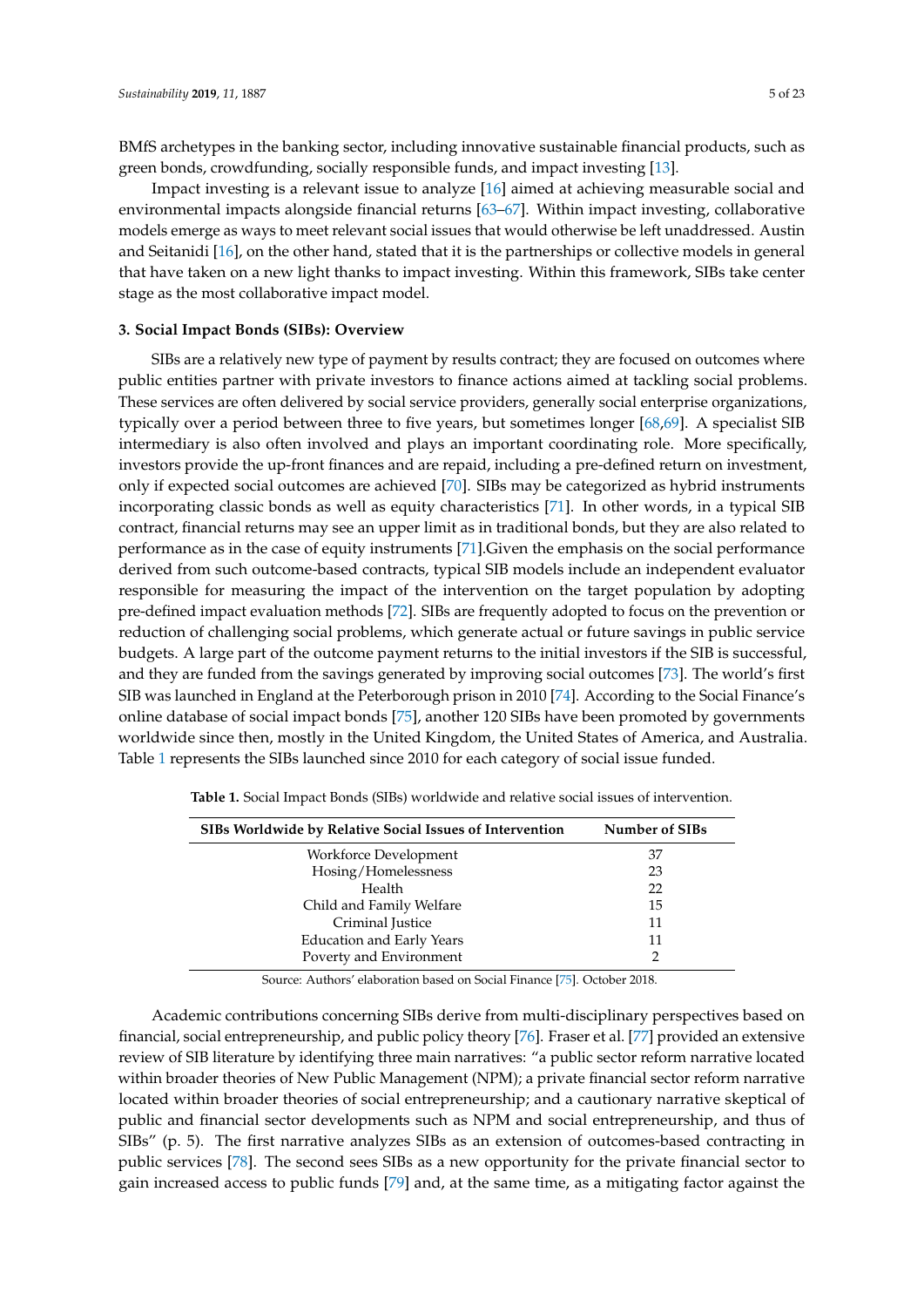BMfS archetypes in the banking sector, including innovative sustainable financial products, such as green bonds, crowdfunding, socially responsible funds, and impact investing [13].

Impact investing is a relevant issue to analyze [16] aimed at achieving measurable social and environmental impacts alongside financial returns [63–67]. Within impact investing, collaborative models emerge as ways to meet relevant social issues that would otherwise be left unaddressed. Austin and Seitanidi [16], on the other hand, stated that it is the partnerships or collective models in general that have taken on a new light thanks to impact investing. Within this framework, SIBs take center stage as the most collaborative impact model.

## 3. Social Impact Bonds (SIBs): Overview

SIBs are a relatively new type of payment by results contract; they are focused on outcomes where public entities partner with private investors to finance actions aimed at tackling social problems. These services are often delivered by social service providers, generally social enterprise organizations, typically over a period between three to five years, but sometimes longer [68,69]. A specialist SIB intermediary is also often involved and plays an important coordinating role. More specifically, investors provide the up-front finances and are repaid, including a pre-defined return on investment, only if expected social outcomes are achieved [70]. SIBs may be categorized as hybrid instruments incorporating classic bonds as well as equity characteristics [71]. In other words, in a typical SIB contract, financial returns may see an upper limit as in traditional bonds, but they are also related to performance as in the case of equity instruments [71].Given the emphasis on the social performance derived from such outcome-based contracts, typical SIB models include an independent evaluator responsible for measuring the impact of the intervention on the target population by adopting pre-defined impact evaluation methods [72]. SIBs are frequently adopted to focus on the prevention or reduction of challenging social problems, which generate actual or future savings in public service budgets. A large part of the outcome payment returns to the initial investors if the SIB is successful, and they are funded from the savings generated by improving social outcomes [73]. The world's first SIB was launched in England at the Peterborough prison in 2010 [74]. According to the Social Finance's online database of social impact bonds [75], another 120 SIBs have been promoted by governments worldwide since then, mostly in the United Kingdom, the United States of America, and Australia. Table 1 represents the SIBs launched since 2010 for each category of social issue funded.

**Table 1.** Social Impact Bonds (SIBs) worldwide and relative social issues of intervention.

| SIBs Worldwide by Relative Social Issues of Intervention | Number of SIBs |
|---|---|
| Workforce Development | 37 |
| Hosing/Homelessness | 23 |
| Health | 22 |
| Child and Family Welfare | 15 |
| Criminal Justice | 11 |
| Education and Early Years | 11 |
| Poverty and Environment | 2 |

Source: Authors' elaboration based on Social Finance [75]. October 2018.

Academic contributions concerning SIBs derive from multi-disciplinary perspectives based on financial, social entrepreneurship, and public policy theory [76]. Fraser et al. [77] provided an extensive review of SIB literature by identifying three main narratives: "a public sector reform narrative located within broader theories of New Public Management (NPM); a private financial sector reform narrative located within broader theories of social entrepreneurship; and a cautionary narrative skeptical of public and financial sector developments such as NPM and social entrepreneurship, and thus of SIBs" (p. 5). The first narrative analyzes SIBs as an extension of outcomes-based contracting in public services [78]. The second sees SIBs as a new opportunity for the private financial sector to gain increased access to public funds [79] and, at the same time, as a mitigating factor against the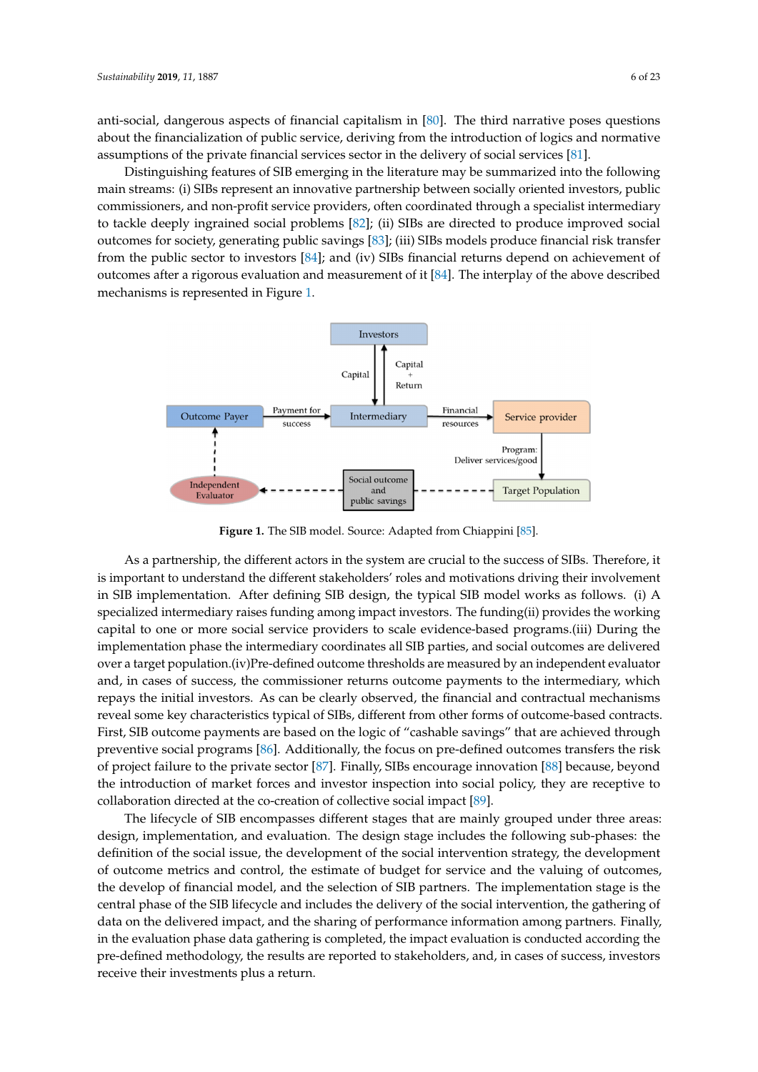anti-social, dangerous aspects of financial capitalism in [80]. The third narrative poses questions about the financialization of public service, deriving from the introduction of logics and normative assumptions of the private financial services sector in the delivery of social services [81].

Distinguishing features of SIB emerging in the literature may be summarized into the following main streams: (i) SIBs represent an innovative partnership between socially oriented investors, public commissioners, and non-profit service providers, often coordinated through a specialist intermediary to tackle deeply ingrained social problems [82]; (ii) SIBs are directed to produce improved social outcomes for society, generating public savings [83]; (iii) SIBs models produce financial risk transfer from the public sector to investors [84]; and (iv) SIBs financial returns depend on achievement of outcomes after a rigorous evaluation and measurement of it [84]. The interplay of the above described mechanisms is represented in Figure 1.

Figure 1. The SIB model. Source: Adapted from Chiappini [85].

As a partnership, the different actors in the system are crucial to the success of SIBs. Therefore, it is important to understand the different stakeholders' roles and motivations driving their involvement in SIB implementation. After defining SIB design, the typical SIB model works as follows. (i) A specialized intermediary raises funding among impact investors. The funding(ii) provides the working capital to one or more social service providers to scale evidence-based programs.(iii) During the implementation phase the intermediary coordinates all SIB parties, and social outcomes are delivered over a target population.(iv)Pre-defined outcome thresholds are measured by an independent evaluator and, in cases of success, the commissioner returns outcome payments to the intermediary, which repays the initial investors. As can be clearly observed, the financial and contractual mechanisms reveal some key characteristics typical of SIBs, different from other forms of outcome-based contracts. First, SIB outcome payments are based on the logic of "cashable savings" that are achieved through preventive social programs [86]. Additionally, the focus on pre-defined outcomes transfers the risk of project failure to the private sector [87]. Finally, SIBs encourage innovation [88] because, beyond the introduction of market forces and investor inspection into social policy, they are receptive to collaboration directed at the co-creation of collective social impact [89].

The lifecycle of SIB encompasses different stages that are mainly grouped under three areas: design, implementation, and evaluation. The design stage includes the following sub-phases: the definition of the social issue, the development of the social intervention strategy, the development of outcome metrics and control, the estimate of budget for service and the valuing of outcomes, the develop of financial model, and the selection of SIB partners. The implementation stage is the central phase of the SIB lifecycle and includes the delivery of the social intervention, the gathering of data on the delivered impact, and the sharing of performance information among partners. Finally, in the evaluation phase data gathering is completed, the impact evaluation is conducted according the pre-defined methodology, the results are reported to stakeholders, and, in cases of success, investors receive their investments plus a return.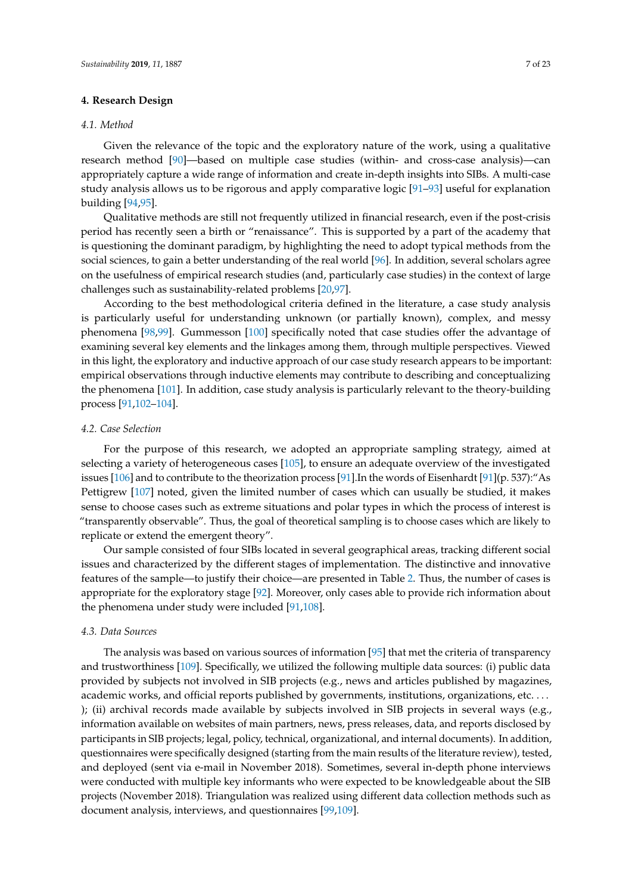## 4. Research Design

### *4.1. Method*

Given the relevance of the topic and the exploratory nature of the work, using a qualitative research method [90]—based on multiple case studies (within- and cross-case analysis)—can appropriately capture a wide range of information and create in-depth insights into SIBs. A multi-case study analysis allows us to be rigorous and apply comparative logic [91–93] useful for explanation building [94,95].

Qualitative methods are still not frequently utilized in financial research, even if the post-crisis period has recently seen a birth or "renaissance". This is supported by a part of the academy that is questioning the dominant paradigm, by highlighting the need to adopt typical methods from the social sciences, to gain a better understanding of the real world [96]. In addition, several scholars agree on the usefulness of empirical research studies (and, particularly case studies) in the context of large challenges such as sustainability-related problems [20,97].

According to the best methodological criteria defined in the literature, a case study analysis is particularly useful for understanding unknown (or partially known), complex, and messy phenomena [98,99]. Gummesson [100] specifically noted that case studies offer the advantage of examining several key elements and the linkages among them, through multiple perspectives. Viewed in this light, the exploratory and inductive approach of our case study research appears to be important: empirical observations through inductive elements may contribute to describing and conceptualizing the phenomena [101]. In addition, case study analysis is particularly relevant to the theory-building process [91,102–104].

### *4.2. Case Selection*

For the purpose of this research, we adopted an appropriate sampling strategy, aimed at selecting a variety of heterogeneous cases [105], to ensure an adequate overview of the investigated issues [106] and to contribute to the theorization process [91].In the words of Eisenhardt [91](p. 537):"As Pettigrew [107] noted, given the limited number of cases which can usually be studied, it makes sense to choose cases such as extreme situations and polar types in which the process of interest is "transparently observable". Thus, the goal of theoretical sampling is to choose cases which are likely to replicate or extend the emergent theory".

Our sample consisted of four SIBs located in several geographical areas, tracking different social issues and characterized by the different stages of implementation. The distinctive and innovative features of the sample—to justify their choice—are presented in Table 2. Thus, the number of cases is appropriate for the exploratory stage [92]. Moreover, only cases able to provide rich information about the phenomena under study were included [91,108].

### *4.3. Data Sources*

The analysis was based on various sources of information [95] that met the criteria of transparency and trustworthiness [109]. Specifically, we utilized the following multiple data sources: (i) public data provided by subjects not involved in SIB projects (e.g., news and articles published by magazines, academic works, and official reports published by governments, institutions, organizations, etc. . . . ); (ii) archival records made available by subjects involved in SIB projects in several ways (e.g., information available on websites of main partners, news, press releases, data, and reports disclosed by participants in SIB projects; legal, policy, technical, organizational, and internal documents). In addition, questionnaires were specifically designed (starting from the main results of the literature review), tested, and deployed (sent via e-mail in November 2018). Sometimes, several in-depth phone interviews were conducted with multiple key informants who were expected to be knowledgeable about the SIB projects (November 2018). Triangulation was realized using different data collection methods such as document analysis, interviews, and questionnaires [99,109].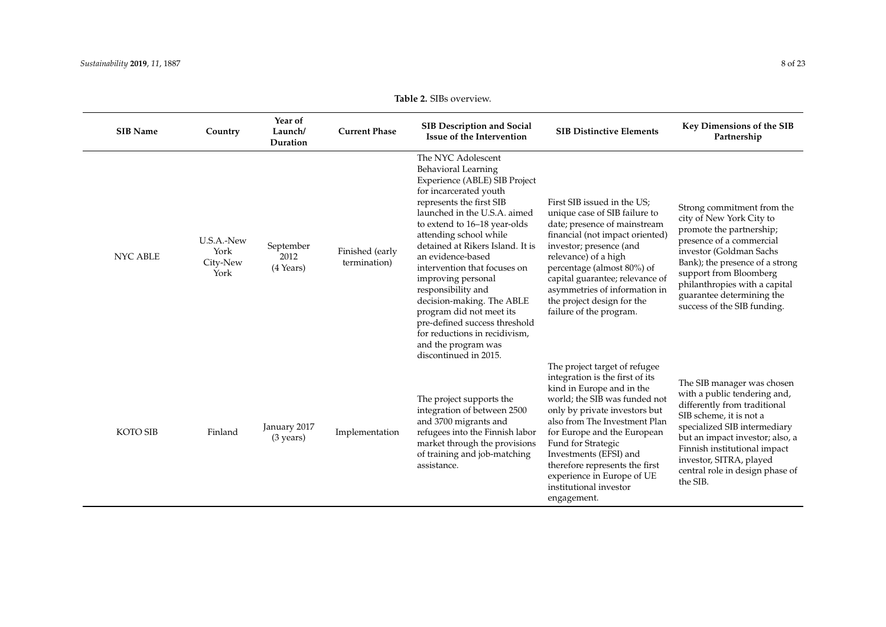**Table 2.** SIBs overview.

| SIB Name | Country | Year of Launch/ Duration | Current Phase | SIB Description and Social Issue of the Intervention | SIB Distinctive Elements | Key Dimensions of the SIB Partnership |
|---|---|---|---|---|---|---|
| NYC ABLE | U.S.A.-New York City-New York | September 2012 (4 Years) | Finished (early termination) | The NYC Adolescent Behavioral Learning Experience (ABLE) SIB Project for incarcerated youth represents the first SIB launched in the U.S.A. aimed to extend to 16–18 year-olds attending school while detained at Rikers Island. It is an evidence-based intervention that focuses on improving personal responsibility and decision-making. The ABLE program did not meet its pre-defined success threshold for reductions in recidivism, and the program was discontinued in 2015. | First SIB issued in the US; unique case of SIB failure to date; presence of mainstream financial (not impact oriented) investor; presence (and relevance) of a high percentage (almost 80%) of capital guarantee; relevance of asymmetries of information in the project design for the failure of the program. | Strong commitment from the city of New York City to promote the partnership; presence of a commercial investor (Goldman Sachs Bank); the presence of a strong support from Bloomberg philanthropies with a capital guarantee determining the success of the SIB funding. |
| KOTO SIB | Finland | January 2017 (3 years) | Implementation | The project supports the integration of between 2500 and 3700 migrants and refugees into the Finnish labor market through the provisions of training and job-matching assistance. | The project target of refugee integration is the first of its kind in Europe and in the world; the SIB was funded not only by private investors but also from The Investment Plan for Europe and the European Fund for Strategic Investments (EFSI) and therefore represents the first experience in Europe of UE institutional investor engagement. | The SIB manager was chosen with a public tendering and, differently from traditional SIB scheme, it is not a specialized SIB intermediary but an impact investor; also, a Finnish institutional impact investor, SITRA, played central role in design phase of the SIB. |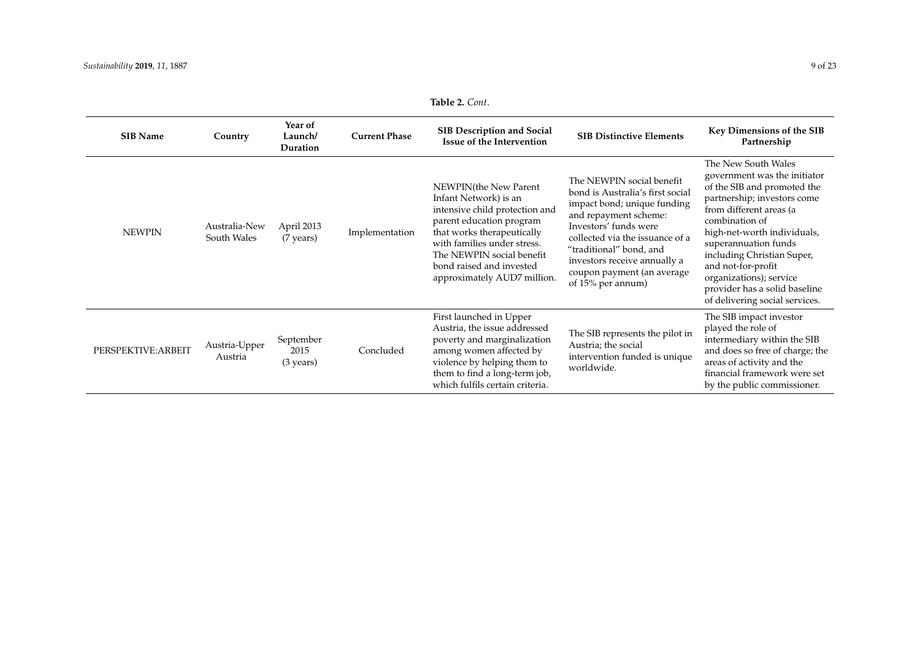**Table 2.** *Cont.*

| SIB Name | Country | Year of Launch/ Duration | Current Phase | SIB Description and Social Issue of the Intervention | SIB Distinctive Elements | Key Dimensions of the SIB Partnership |
|---|---|---|---|---|---|---|
| NEWPIN | Australia-New South Wales | April 2013 (7 years) | Implementation | NEWPIN(the New Parent Infant Network) is an intensive child protection and parent education program that works therapeutically with families under stress. The NEWPIN social benefit bond raised and invested approximately AUD7 million. | The NEWPIN social benefit bond is Australia's first social impact bond; unique funding and repayment scheme: Investors' funds were collected via the issuance of a "traditional" bond, and investors receive annually a coupon payment (an average of 15% per annum) | The New South Wales government was the initiator of the SIB and promoted the partnership; investors come from different areas (a combination of high-net-worth individuals, superannuation funds including Christian Super, and not-for-profit organizations); service provider has a solid baseline of delivering social services. |
| PERSPEKTIVE:ARBEIT | Austria-Upper Austria | September 2015 (3 years) | Concluded | First launched in Upper Austria, the issue addressed poverty and marginalization among women affected by violence by helping them to find a long-term job, which fulfils certain criteria. | The SIB represents the pilot in Austria; the social intervention funded is unique worldwide. | The SIB impact investor played the role of intermediary within the SIB and does so free of charge; the areas of activity and the financial framework were set by the public commissioner. |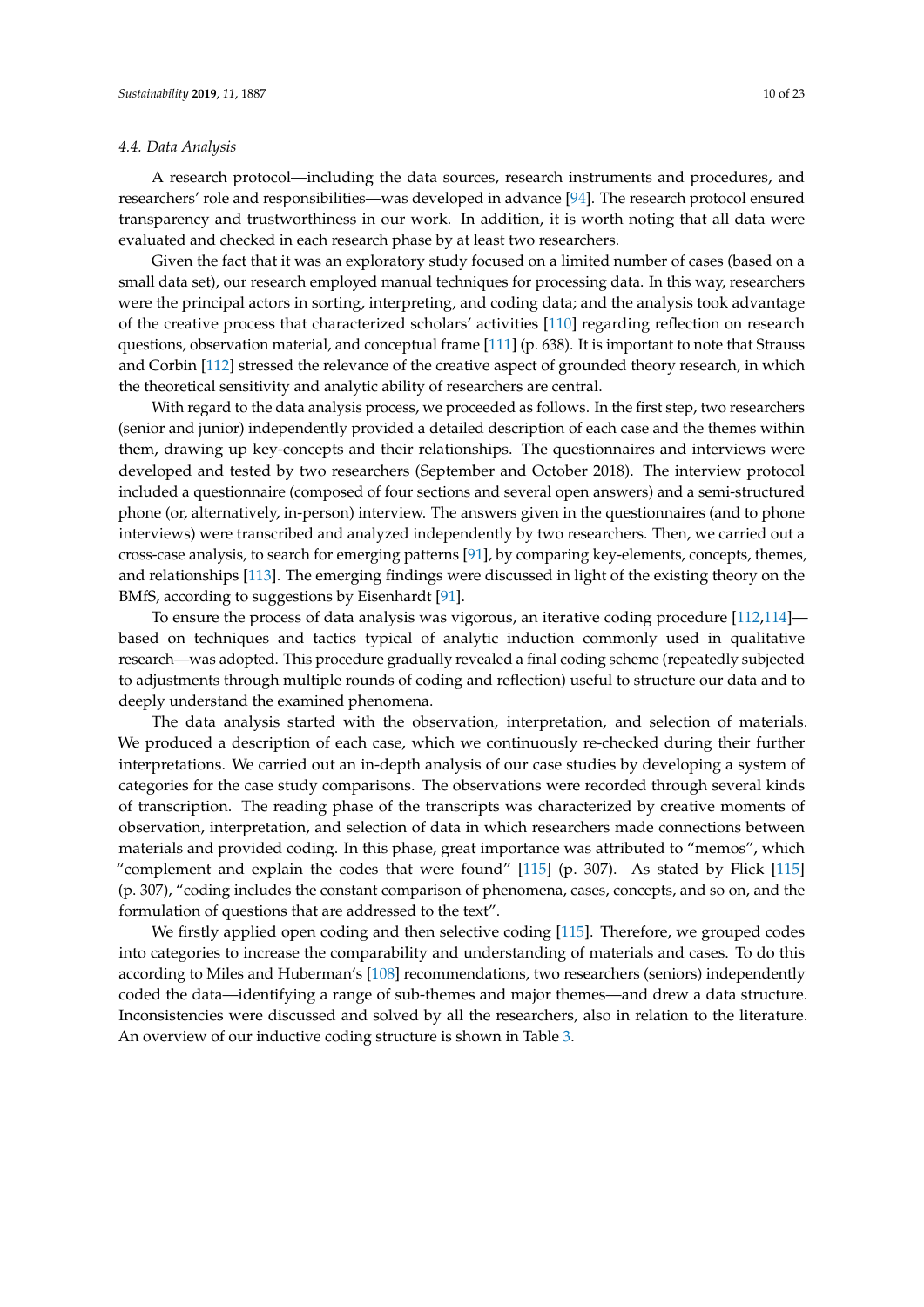### 4.4. Data Analysis

A research protocol—including the data sources, research instruments and procedures, and researchers' role and responsibilities—was developed in advance [94]. The research protocol ensured transparency and trustworthiness in our work. In addition, it is worth noting that all data were evaluated and checked in each research phase by at least two researchers.

Given the fact that it was an exploratory study focused on a limited number of cases (based on a small data set), our research employed manual techniques for processing data. In this way, researchers were the principal actors in sorting, interpreting, and coding data; and the analysis took advantage of the creative process that characterized scholars' activities [110] regarding reflection on research questions, observation material, and conceptual frame [111] (p. 638). It is important to note that Strauss and Corbin [112] stressed the relevance of the creative aspect of grounded theory research, in which the theoretical sensitivity and analytic ability of researchers are central.

With regard to the data analysis process, we proceeded as follows. In the first step, two researchers (senior and junior) independently provided a detailed description of each case and the themes within them, drawing up key-concepts and their relationships. The questionnaires and interviews were developed and tested by two researchers (September and October 2018). The interview protocol included a questionnaire (composed of four sections and several open answers) and a semi-structured phone (or, alternatively, in-person) interview. The answers given in the questionnaires (and to phone interviews) were transcribed and analyzed independently by two researchers. Then, we carried out a cross-case analysis, to search for emerging patterns [91], by comparing key-elements, concepts, themes, and relationships [113]. The emerging findings were discussed in light of the existing theory on the BMfS, according to suggestions by Eisenhardt [91].

To ensure the process of data analysis was vigorous, an iterative coding procedure [112,114]—based on techniques and tactics typical of analytic induction commonly used in qualitative research—was adopted. This procedure gradually revealed a final coding scheme (repeatedly subjected to adjustments through multiple rounds of coding and reflection) useful to structure our data and to deeply understand the examined phenomena.

The data analysis started with the observation, interpretation, and selection of materials. We produced a description of each case, which we continuously re-checked during their further interpretations. We carried out an in-depth analysis of our case studies by developing a system of categories for the case study comparisons. The observations were recorded through several kinds of transcription. The reading phase of the transcripts was characterized by creative moments of observation, interpretation, and selection of data in which researchers made connections between materials and provided coding. In this phase, great importance was attributed to "memos", which "complement and explain the codes that were found" [115] (p. 307). As stated by Flick [115] (p. 307), "coding includes the constant comparison of phenomena, cases, concepts, and so on, and the formulation of questions that are addressed to the text".

We firstly applied open coding and then selective coding [115]. Therefore, we grouped codes into categories to increase the comparability and understanding of materials and cases. To do this according to Miles and Huberman's [108] recommendations, two researchers (seniors) independently coded the data—identifying a range of sub-themes and major themes—and drew a data structure. Inconsistencies were discussed and solved by all the researchers, also in relation to the literature. An overview of our inductive coding structure is shown in Table 3.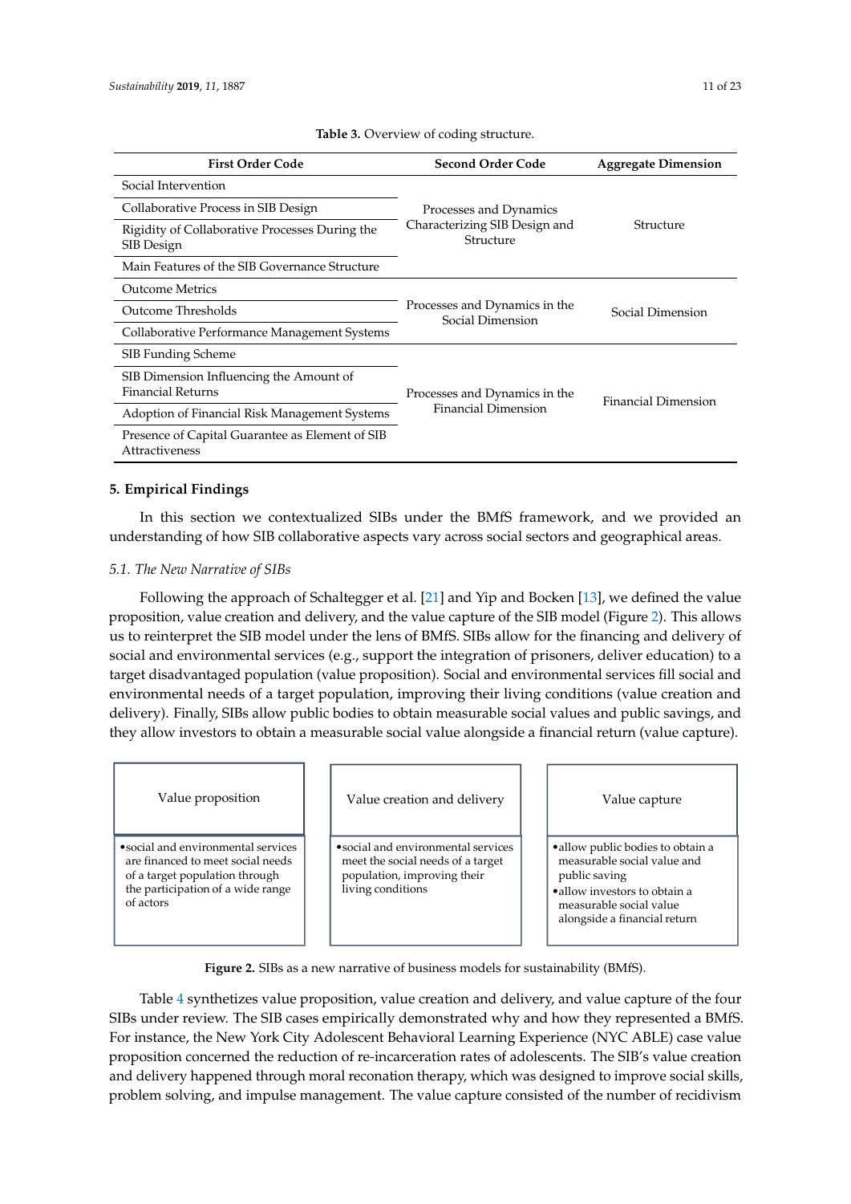**Table 3.** Overview of coding structure.

| First Order Code | Second Order Code | Aggregate Dimension |
|---|---|---|
| Social Intervention | Processes and Dynamics Characterizing SIB Design and Structure | Structure |
| Collaborative Process in SIB Design | | |
| Rigidity of Collaborative Processes During the SIB Design | | |
| Main Features of the SIB Governance Structure | | |
| Outcome Metrics | Processes and Dynamics in the Social Dimension | Social Dimension |
| Outcome Thresholds | | |
| Collaborative Performance Management Systems | | |
| SIB Funding Scheme | Processes and Dynamics in the Financial Dimension | Financial Dimension |
| SIB Dimension Influencing the Amount of Financial Returns | | |
| Adoption of Financial Risk Management Systems | | |
| Presence of Capital Guarantee as Element of SIB Attractiveness | | |

## 5. Empirical Findings

In this section we contextualized SIBs under the BMfS framework, and we provided an understanding of how SIB collaborative aspects vary across social sectors and geographical areas.

### 5.1. The New Narrative of SIBs

Following the approach of Schaltegger et al. [21] and Yip and Bocken [13], we defined the value proposition, value creation and delivery, and the value capture of the SIB model (Figure 2). This allows us to reinterpret the SIB model under the lens of BMfS. SIBs allow for the financing and delivery of social and environmental services (e.g., support the integration of prisoners, deliver education) to a target disadvantaged population (value proposition). Social and environmental services fill social and environmental needs of a target population, improving their living conditions (value creation and delivery). Finally, SIBs allow public bodies to obtain measurable social values and public savings, and they allow investors to obtain a measurable social value alongside a financial return (value capture).

| Value proposition | Value creation and delivery | Value capture |
|---|---|---|
| • social and environmental services are financed to meet social needs of a target population through the participation of a wide range of actors | • social and environmental services meet the social needs of a target population, improving their living conditions | • allow public bodies to obtain a measurable social value and public saving<br>• allow investors to obtain a measurable social value alongside a financial return |

**Figure 2.** SIBs as a new narrative of business models for sustainability (BMfS).

Table 4 synthetizes value proposition, value creation and delivery, and value capture of the four SIBs under review. The SIB cases empirically demonstrated why and how they represented a BMfS. For instance, the New York City Adolescent Behavioral Learning Experience (NYC ABLE) case value proposition concerned the reduction of re-incarceration rates of adolescents. The SIB's value creation and delivery happened through moral reconation therapy, which was designed to improve social skills, problem solving, and impulse management. The value capture consisted of the number of recidivism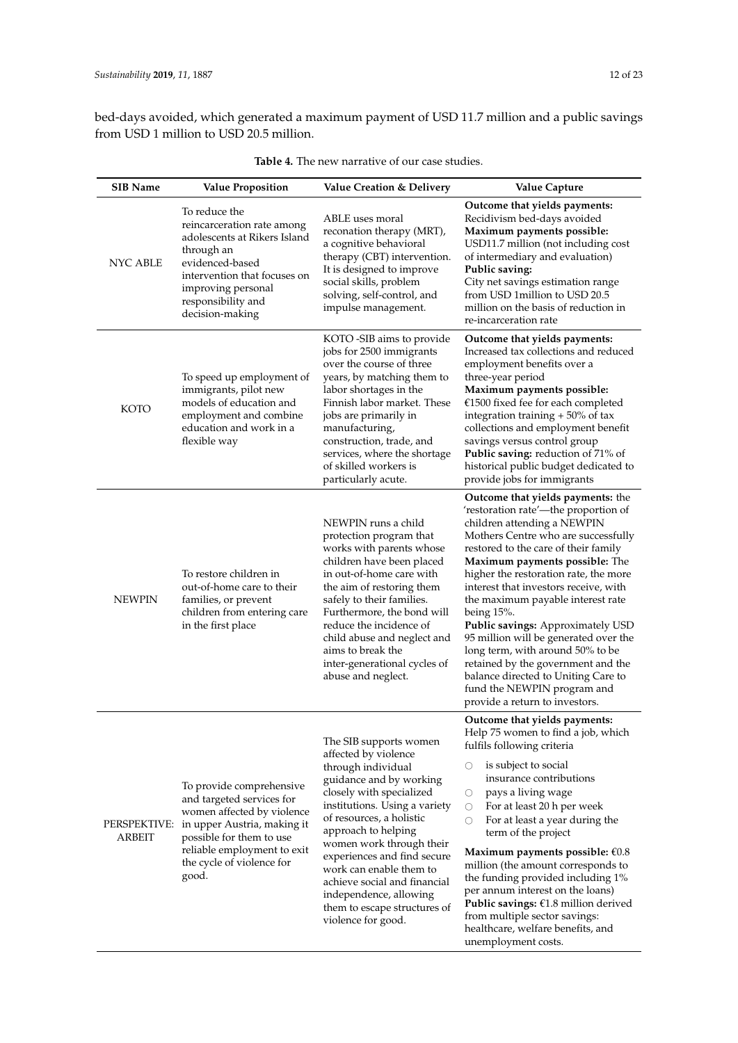bed-days avoided, which generated a maximum payment of USD 11.7 million and a public savings from USD 1 million to USD 20.5 million.

**Table 4.** The new narrative of our case studies.

| SIB Name | Value Proposition | Value Creation & Delivery | Value Capture |
|---|---|---|---|
| NYC ABLE | To reduce the reincarceration rate among adolescents at Rikers Island through an evidenced-based intervention that focuses on improving personal responsibility and decision-making | ABLE uses moral reconation therapy (MRT), a cognitive behavioral therapy (CBT) intervention. It is designed to improve social skills, problem solving, self-control, and impulse management. | **Outcome that yields payments:** Recidivism bed-days avoided **Maximum payments possible:** USD11.7 million (not including cost of intermediary and evaluation) **Public saving:** City net savings estimation range from USD 1million to USD 20.5 million on the basis of reduction in re-incarceration rate |
| KOTO | To speed up employment of immigrants, pilot new models of education and employment and combine education and work in a flexible way | KOTO -SIB aims to provide jobs for 2500 immigrants over the course of three years, by matching them to labor shortages in the Finnish labor market. These jobs are primarily in manufacturing, construction, trade, and services, where the shortage of skilled workers is particularly acute. | **Outcome that yields payments:** Increased tax collections and reduced employment benefits over a three-year period **Maximum payments possible:** €1500 fixed fee for each completed integration training + 50% of tax collections and employment benefit savings versus control group **Public saving:** reduction of 71% of historical public budget dedicated to provide jobs for immigrants |
| NEWPIN | To restore children in out-of-home care to their families, or prevent children from entering care in the first place | NEWPIN runs a child protection program that works with parents whose children have been placed in out-of-home care with the aim of restoring them safely to their families. Furthermore, the bond will reduce the incidence of child abuse and neglect and aims to break the inter-generational cycles of abuse and neglect. | **Outcome that yields payments:** the 'restoration rate'—the proportion of children attending a NEWPIN Mothers Centre who are successfully restored to the care of their family **Maximum payments possible:** The higher the restoration rate, the more interest that investors receive, with the maximum payable interest rate being 15%. **Public savings:** Approximately USD 95 million will be generated over the long term, with around 50% to be retained by the government and the balance directed to Uniting Care to fund the NEWPIN program and provide a return to investors. |
| PERSPEKTIVE: ARBEIT | To provide comprehensive and targeted services for women affected by violence in upper Austria, making it possible for them to use reliable employment to exit the cycle of violence for good. | The SIB supports women affected by violence through individual guidance and by working closely with specialized institutions. Using a variety of resources, a holistic approach to helping women work through their experiences and find secure work can enable them to achieve social and financial independence, allowing them to escape structures of violence for good. | **Outcome that yields payments:** Help 75 women to find a job, which fulfils following criteria<br>○ is subject to social insurance contributions<br>○ pays a living wage<br>○ For at least 20 h per week<br>○ For at least a year during the term of the project<br>**Maximum payments possible:** €0.8 million (the amount corresponds to the funding provided including 1% per annum interest on the loans) **Public savings:** €1.8 million derived from multiple sector savings: healthcare, welfare benefits, and unemployment costs. |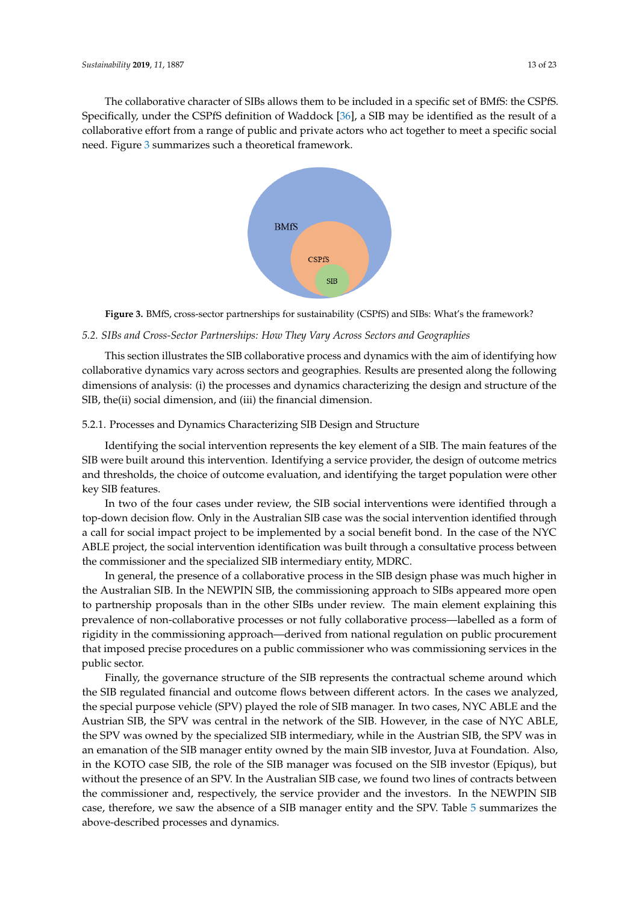The collaborative character of SIBs allows them to be included in a specific set of BMfS: the CSPfS. Specifically, under the CSPfS definition of Waddock [36], a SIB may be identified as the result of a collaborative effort from a range of public and private actors who act together to meet a specific social need. Figure 3 summarizes such a theoretical framework.

BMfS

CSPfS

SIB

**Figure 3.** BMfS, cross-sector partnerships for sustainability (CSPfS) and SIBs: What's the framework?

### *5.2. SIBs and Cross-Sector Partnerships: How They Vary Across Sectors and Geographies*

This section illustrates the SIB collaborative process and dynamics with the aim of identifying how collaborative dynamics vary across sectors and geographies. Results are presented along the following dimensions of analysis: (i) the processes and dynamics characterizing the design and structure of the SIB, the(ii) social dimension, and (iii) the financial dimension.

#### 5.2.1. Processes and Dynamics Characterizing SIB Design and Structure

Identifying the social intervention represents the key element of a SIB. The main features of the SIB were built around this intervention. Identifying a service provider, the design of outcome metrics and thresholds, the choice of outcome evaluation, and identifying the target population were other key SIB features.

In two of the four cases under review, the SIB social interventions were identified through a top-down decision flow. Only in the Australian SIB case was the social intervention identified through a call for social impact project to be implemented by a social benefit bond. In the case of the NYC ABLE project, the social intervention identification was built through a consultative process between the commissioner and the specialized SIB intermediary entity, MDRC.

In general, the presence of a collaborative process in the SIB design phase was much higher in the Australian SIB. In the NEWPIN SIB, the commissioning approach to SIBs appeared more open to partnership proposals than in the other SIBs under review. The main element explaining this prevalence of non-collaborative processes or not fully collaborative process—labelled as a form of rigidity in the commissioning approach—derived from national regulation on public procurement that imposed precise procedures on a public commissioner who was commissioning services in the public sector.

Finally, the governance structure of the SIB represents the contractual scheme around which the SIB regulated financial and outcome flows between different actors. In the cases we analyzed, the special purpose vehicle (SPV) played the role of SIB manager. In two cases, NYC ABLE and the Austrian SIB, the SPV was central in the network of the SIB. However, in the case of NYC ABLE, the SPV was owned by the specialized SIB intermediary, while in the Austrian SIB, the SPV was in an emanation of the SIB manager entity owned by the main SIB investor, Juva at Foundation. Also, in the KOTO case SIB, the role of the SIB manager was focused on the SIB investor (Epiqus), but without the presence of an SPV. In the Australian SIB case, we found two lines of contracts between the commissioner and, respectively, the service provider and the investors. In the NEWPIN SIB case, therefore, we saw the absence of a SIB manager entity and the SPV. Table 5 summarizes the above-described processes and dynamics.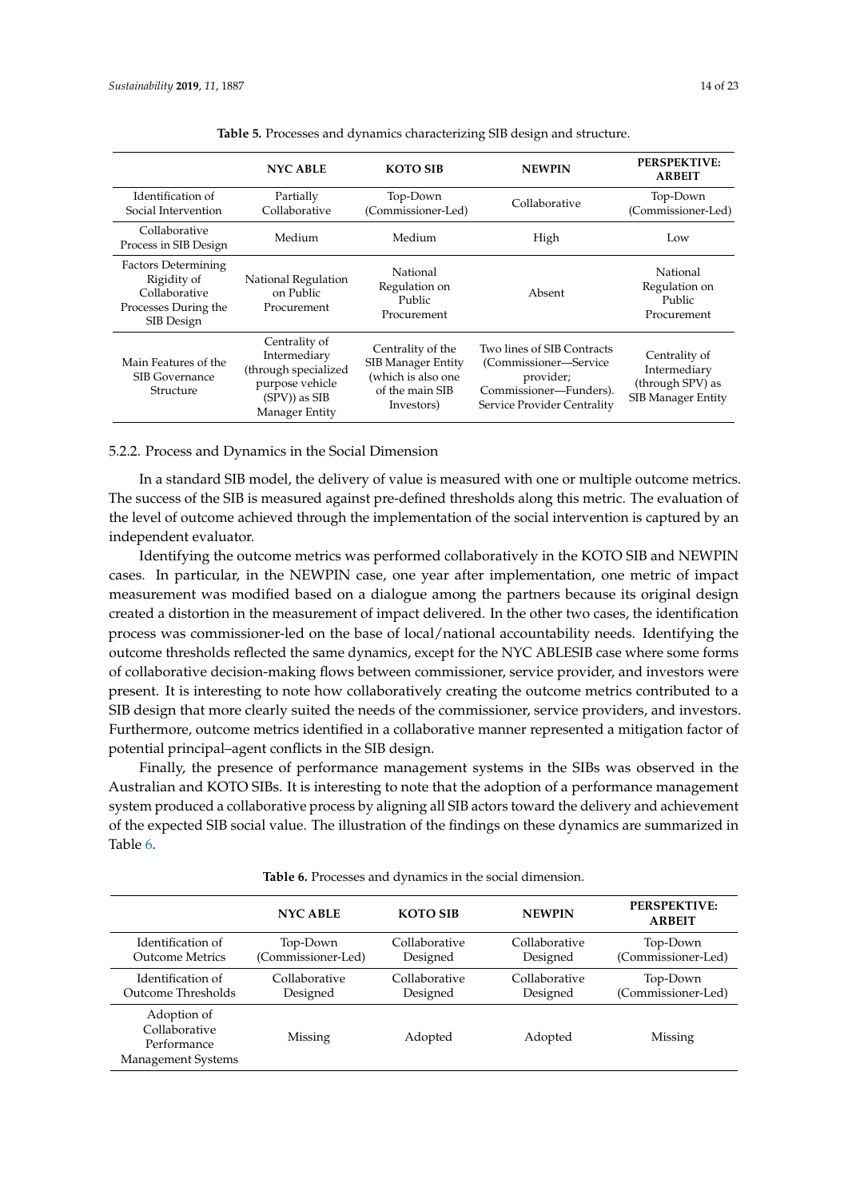**Table 5.** Processes and dynamics characterizing SIB design and structure.

| | NYC ABLE | KOTO SIB | NEWPIN | PERSPEKTIVE: ARBEIT |
|---|---|---|---|---|
| Identification of Social Intervention | Partially Collaborative | Top-Down (Commissioner-Led) | Collaborative | Top-Down (Commissioner-Led) |
| Collaborative Process in SIB Design | Medium | Medium | High | Low |
| Factors Determining Rigidity of Collaborative Processes During the SIB Design | National Regulation on Public Procurement | National Regulation on Public Procurement | Absent | National Regulation on Public Procurement |
| Main Features of the SIB Governance Structure | Centrality of Intermediary (through specialized purpose vehicle (SPV)) as SIB Manager Entity | Centrality of the SIB Manager Entity (which is also one of the main SIB Investors) | Two lines of SIB Contracts (Commissioner—Service provider; Commissioner—Funders). Service Provider Centrality | Centrality of Intermediary (through SPV) as SIB Manager Entity |

5.2.2. Process and Dynamics in the Social Dimension

In a standard SIB model, the delivery of value is measured with one or multiple outcome metrics. The success of the SIB is measured against pre-defined thresholds along this metric. The evaluation of the level of outcome achieved through the implementation of the social intervention is captured by an independent evaluator.

Identifying the outcome metrics was performed collaboratively in the KOTO SIB and NEWPIN cases. In particular, in the NEWPIN case, one year after implementation, one metric of impact measurement was modified based on a dialogue among the partners because its original design created a distortion in the measurement of impact delivered. In the other two cases, the identification process was commissioner-led on the base of local/national accountability needs. Identifying the outcome thresholds reflected the same dynamics, except for the NYC ABLESIB case where some forms of collaborative decision-making flows between commissioner, service provider, and investors were present. It is interesting to note how collaboratively creating the outcome metrics contributed to a SIB design that more clearly suited the needs of the commissioner, service providers, and investors. Furthermore, outcome metrics identified in a collaborative manner represented a mitigation factor of potential principal–agent conflicts in the SIB design.

Finally, the presence of performance management systems in the SIBs was observed in the Australian and KOTO SIBs. It is interesting to note that the adoption of a performance management system produced a collaborative process by aligning all SIB actors toward the delivery and achievement of the expected SIB social value. The illustration of the findings on these dynamics are summarized in Table 6.

**Table 6.** Processes and dynamics in the social dimension.

| | NYC ABLE | KOTO SIB | NEWPIN | PERSPEKTIVE: ARBEIT |
|---|---|---|---|---|
| Identification of Outcome Metrics | Top-Down (Commissioner-Led) | Collaborative Designed | Collaborative Designed | Top-Down (Commissioner-Led) |
| Identification of Outcome Thresholds | Collaborative Designed | Collaborative Designed | Collaborative Designed | Top-Down (Commissioner-Led) |
| Adoption of Collaborative Performance Management Systems | Missing | Adopted | Adopted | Missing |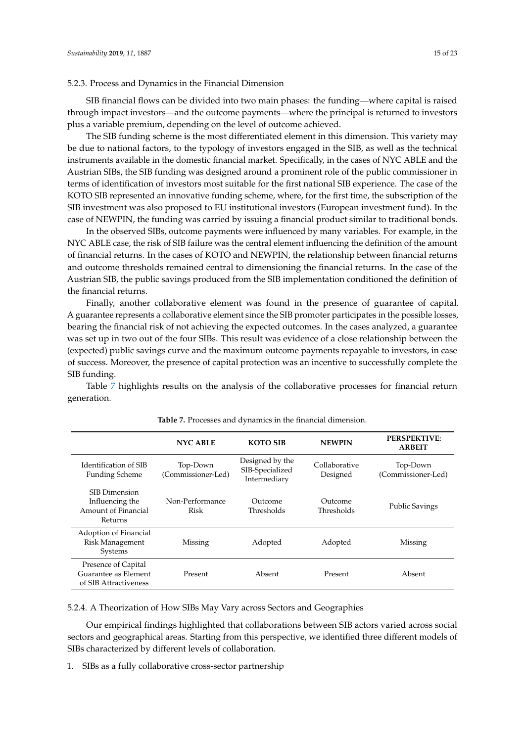#### 5.2.3. Process and Dynamics in the Financial Dimension

SIB financial flows can be divided into two main phases: the funding—where capital is raised through impact investors—and the outcome payments—where the principal is returned to investors plus a variable premium, depending on the level of outcome achieved.

The SIB funding scheme is the most differentiated element in this dimension. This variety may be due to national factors, to the typology of investors engaged in the SIB, as well as the technical instruments available in the domestic financial market. Specifically, in the cases of NYC ABLE and the Austrian SIBs, the SIB funding was designed around a prominent role of the public commissioner in terms of identification of investors most suitable for the first national SIB experience. The case of the KOTO SIB represented an innovative funding scheme, where, for the first time, the subscription of the SIB investment was also proposed to EU institutional investors (European investment fund). In the case of NEWPIN, the funding was carried by issuing a financial product similar to traditional bonds.

In the observed SIBs, outcome payments were influenced by many variables. For example, in the NYC ABLE case, the risk of SIB failure was the central element influencing the definition of the amount of financial returns. In the cases of KOTO and NEWPIN, the relationship between financial returns and outcome thresholds remained central to dimensioning the financial returns. In the case of the Austrian SIB, the public savings produced from the SIB implementation conditioned the definition of the financial returns.

Finally, another collaborative element was found in the presence of guarantee of capital. A guarantee represents a collaborative element since the SIB promoter participates in the possible losses, bearing the financial risk of not achieving the expected outcomes. In the cases analyzed, a guarantee was set up in two out of the four SIBs. This result was evidence of a close relationship between the (expected) public savings curve and the maximum outcome payments repayable to investors, in case of success. Moreover, the presence of capital protection was an incentive to successfully complete the SIB funding.

Table 7 highlights results on the analysis of the collaborative processes for financial return generation.

**Table 7.** Processes and dynamics in the financial dimension.

| | NYC ABLE | KOTO SIB | NEWPIN | PERSPEKTIVE: ARBEIT |
|---|---|---|---|---|
| Identification of SIB Funding Scheme | Top-Down (Commissioner-Led) | Designed by the SIB-Specialized Intermediary | Collaborative Designed | Top-Down (Commissioner-Led) |
| SIB Dimension Influencing the Amount of Financial Returns | Non-Performance Risk | Outcome Thresholds | Outcome Thresholds | Public Savings |
| Adoption of Financial Risk Management Systems | Missing | Adopted | Adopted | Missing |
| Presence of Capital Guarantee as Element of SIB Attractiveness | Present | Absent | Present | Absent |

#### 5.2.4. A Theorization of How SIBs May Vary across Sectors and Geographies

Our empirical findings highlighted that collaborations between SIB actors varied across social sectors and geographical areas. Starting from this perspective, we identified three different models of SIBs characterized by different levels of collaboration.

1. SIBs as a fully collaborative cross-sector partnership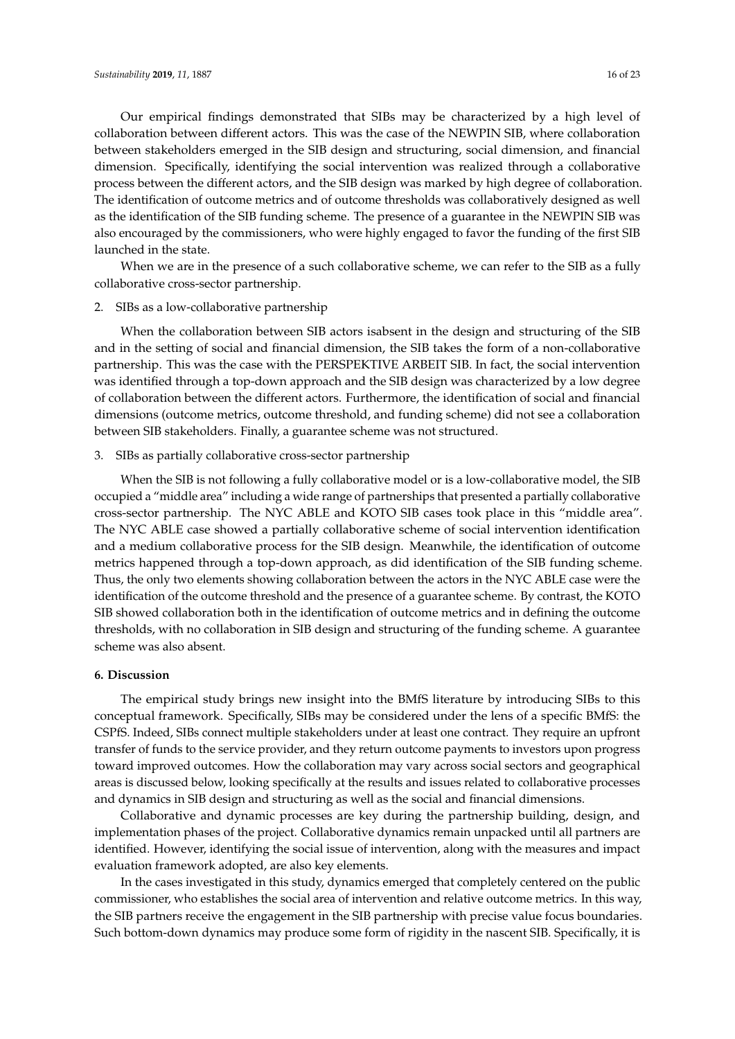Our empirical findings demonstrated that SIBs may be characterized by a high level of collaboration between different actors. This was the case of the NEWPIN SIB, where collaboration between stakeholders emerged in the SIB design and structuring, social dimension, and financial dimension. Specifically, identifying the social intervention was realized through a collaborative process between the different actors, and the SIB design was marked by high degree of collaboration. The identification of outcome metrics and of outcome thresholds was collaboratively designed as well as the identification of the SIB funding scheme. The presence of a guarantee in the NEWPIN SIB was also encouraged by the commissioners, who were highly engaged to favor the funding of the first SIB launched in the state.

When we are in the presence of a such collaborative scheme, we can refer to the SIB as a fully collaborative cross-sector partnership.

2. SIBs as a low-collaborative partnership

When the collaboration between SIB actors isabsent in the design and structuring of the SIB and in the setting of social and financial dimension, the SIB takes the form of a non-collaborative partnership. This was the case with the PERSPEKTIVE ARBEIT SIB. In fact, the social intervention was identified through a top-down approach and the SIB design was characterized by a low degree of collaboration between the different actors. Furthermore, the identification of social and financial dimensions (outcome metrics, outcome threshold, and funding scheme) did not see a collaboration between SIB stakeholders. Finally, a guarantee scheme was not structured.

3. SIBs as partially collaborative cross-sector partnership

When the SIB is not following a fully collaborative model or is a low-collaborative model, the SIB occupied a "middle area" including a wide range of partnerships that presented a partially collaborative cross-sector partnership. The NYC ABLE and KOTO SIB cases took place in this "middle area". The NYC ABLE case showed a partially collaborative scheme of social intervention identification and a medium collaborative process for the SIB design. Meanwhile, the identification of outcome metrics happened through a top-down approach, as did identification of the SIB funding scheme. Thus, the only two elements showing collaboration between the actors in the NYC ABLE case were the identification of the outcome threshold and the presence of a guarantee scheme. By contrast, the KOTO SIB showed collaboration both in the identification of outcome metrics and in defining the outcome thresholds, with no collaboration in SIB design and structuring of the funding scheme. A guarantee scheme was also absent.

## 6. Discussion

The empirical study brings new insight into the BMfS literature by introducing SIBs to this conceptual framework. Specifically, SIBs may be considered under the lens of a specific BMfS: the CSPfS. Indeed, SIBs connect multiple stakeholders under at least one contract. They require an upfront transfer of funds to the service provider, and they return outcome payments to investors upon progress toward improved outcomes. How the collaboration may vary across social sectors and geographical areas is discussed below, looking specifically at the results and issues related to collaborative processes and dynamics in SIB design and structuring as well as the social and financial dimensions.

Collaborative and dynamic processes are key during the partnership building, design, and implementation phases of the project. Collaborative dynamics remain unpacked until all partners are identified. However, identifying the social issue of intervention, along with the measures and impact evaluation framework adopted, are also key elements.

In the cases investigated in this study, dynamics emerged that completely centered on the public commissioner, who establishes the social area of intervention and relative outcome metrics. In this way, the SIB partners receive the engagement in the SIB partnership with precise value focus boundaries. Such bottom-down dynamics may produce some form of rigidity in the nascent SIB. Specifically, it is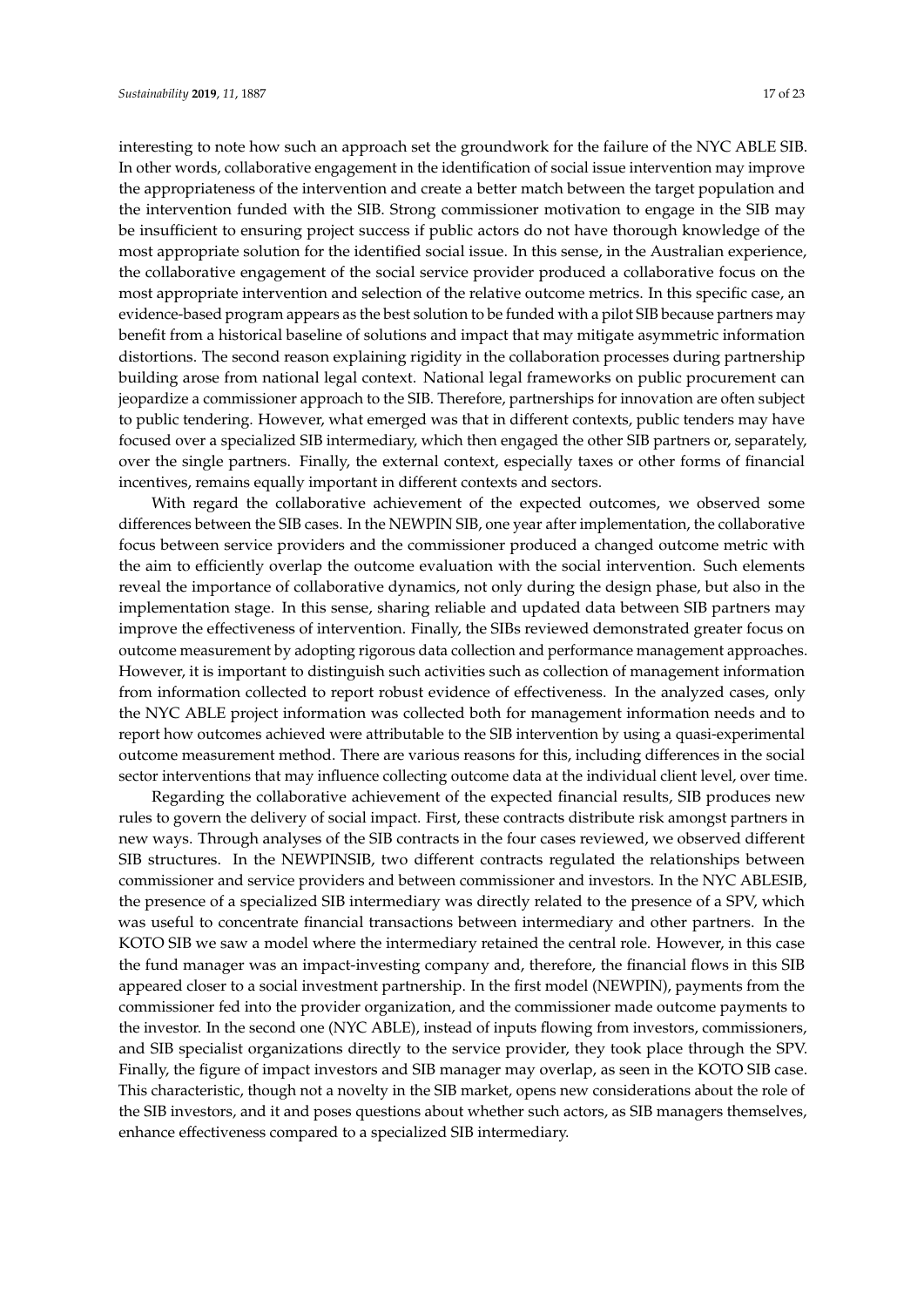interesting to note how such an approach set the groundwork for the failure of the NYC ABLE SIB. In other words, collaborative engagement in the identification of social issue intervention may improve the appropriateness of the intervention and create a better match between the target population and the intervention funded with the SIB. Strong commissioner motivation to engage in the SIB may be insufficient to ensuring project success if public actors do not have thorough knowledge of the most appropriate solution for the identified social issue. In this sense, in the Australian experience, the collaborative engagement of the social service provider produced a collaborative focus on the most appropriate intervention and selection of the relative outcome metrics. In this specific case, an evidence-based program appears as the best solution to be funded with a pilot SIB because partners may benefit from a historical baseline of solutions and impact that may mitigate asymmetric information distortions. The second reason explaining rigidity in the collaboration processes during partnership building arose from national legal context. National legal frameworks on public procurement can jeopardize a commissioner approach to the SIB. Therefore, partnerships for innovation are often subject to public tendering. However, what emerged was that in different contexts, public tenders may have focused over a specialized SIB intermediary, which then engaged the other SIB partners or, separately, over the single partners. Finally, the external context, especially taxes or other forms of financial incentives, remains equally important in different contexts and sectors.

With regard the collaborative achievement of the expected outcomes, we observed some differences between the SIB cases. In the NEWPIN SIB, one year after implementation, the collaborative focus between service providers and the commissioner produced a changed outcome metric with the aim to efficiently overlap the outcome evaluation with the social intervention. Such elements reveal the importance of collaborative dynamics, not only during the design phase, but also in the implementation stage. In this sense, sharing reliable and updated data between SIB partners may improve the effectiveness of intervention. Finally, the SIBs reviewed demonstrated greater focus on outcome measurement by adopting rigorous data collection and performance management approaches. However, it is important to distinguish such activities such as collection of management information from information collected to report robust evidence of effectiveness. In the analyzed cases, only the NYC ABLE project information was collected both for management information needs and to report how outcomes achieved were attributable to the SIB intervention by using a quasi-experimental outcome measurement method. There are various reasons for this, including differences in the social sector interventions that may influence collecting outcome data at the individual client level, over time.

Regarding the collaborative achievement of the expected financial results, SIB produces new rules to govern the delivery of social impact. First, these contracts distribute risk amongst partners in new ways. Through analyses of the SIB contracts in the four cases reviewed, we observed different SIB structures. In the NEWPINSIB, two different contracts regulated the relationships between commissioner and service providers and between commissioner and investors. In the NYC ABLESIB, the presence of a specialized SIB intermediary was directly related to the presence of a SPV, which was useful to concentrate financial transactions between intermediary and other partners. In the KOTO SIB we saw a model where the intermediary retained the central role. However, in this case the fund manager was an impact-investing company and, therefore, the financial flows in this SIB appeared closer to a social investment partnership. In the first model (NEWPIN), payments from the commissioner fed into the provider organization, and the commissioner made outcome payments to the investor. In the second one (NYC ABLE), instead of inputs flowing from investors, commissioners, and SIB specialist organizations directly to the service provider, they took place through the SPV. Finally, the figure of impact investors and SIB manager may overlap, as seen in the KOTO SIB case. This characteristic, though not a novelty in the SIB market, opens new considerations about the role of the SIB investors, and it and poses questions about whether such actors, as SIB managers themselves, enhance effectiveness compared to a specialized SIB intermediary.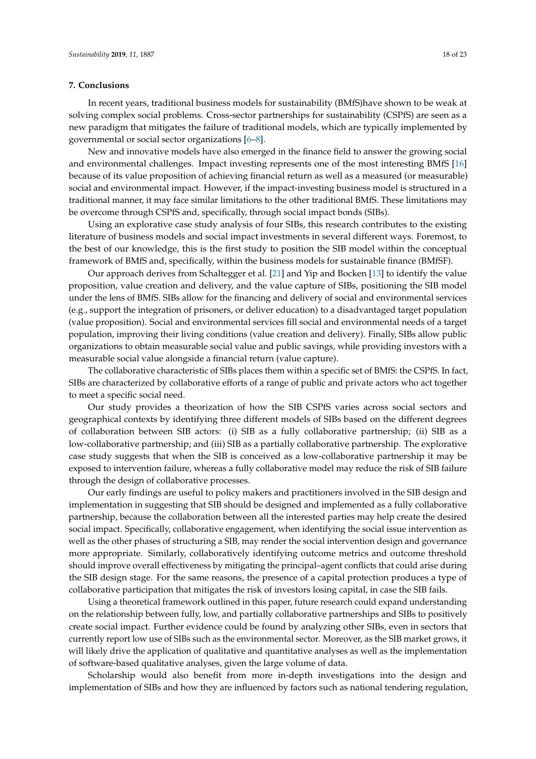## 7. Conclusions

In recent years, traditional business models for sustainability (BMfS)have shown to be weak at solving complex social problems. Cross-sector partnerships for sustainability (CSPfS) are seen as a new paradigm that mitigates the failure of traditional models, which are typically implemented by governmental or social sector organizations [6–8].

New and innovative models have also emerged in the finance field to answer the growing social and environmental challenges. Impact investing represents one of the most interesting BMfS [16] because of its value proposition of achieving financial return as well as a measured (or measurable) social and environmental impact. However, if the impact-investing business model is structured in a traditional manner, it may face similar limitations to the other traditional BMfS. These limitations may be overcome through CSPfS and, specifically, through social impact bonds (SIBs).

Using an explorative case study analysis of four SIBs, this research contributes to the existing literature of business models and social impact investments in several different ways. Foremost, to the best of our knowledge, this is the first study to position the SIB model within the conceptual framework of BMfS and, specifically, within the business models for sustainable finance (BMfSF).

Our approach derives from Schaltegger et al. [21] and Yip and Bocken [13] to identify the value proposition, value creation and delivery, and the value capture of SIBs, positioning the SIB model under the lens of BMfS. SIBs allow for the financing and delivery of social and environmental services (e.g., support the integration of prisoners, or deliver education) to a disadvantaged target population (value proposition). Social and environmental services fill social and environmental needs of a target population, improving their living conditions (value creation and delivery). Finally, SIBs allow public organizations to obtain measurable social value and public savings, while providing investors with a measurable social value alongside a financial return (value capture).

The collaborative characteristic of SIBs places them within a specific set of BMfS: the CSPfS. In fact, SIBs are characterized by collaborative efforts of a range of public and private actors who act together to meet a specific social need.

Our study provides a theorization of how the SIB CSPfS varies across social sectors and geographical contexts by identifying three different models of SIBs based on the different degrees of collaboration between SIB actors: (i) SIB as a fully collaborative partnership; (ii) SIB as a low-collaborative partnership; and (iii) SIB as a partially collaborative partnership. The explorative case study suggests that when the SIB is conceived as a low-collaborative partnership it may be exposed to intervention failure, whereas a fully collaborative model may reduce the risk of SIB failure through the design of collaborative processes.

Our early findings are useful to policy makers and practitioners involved in the SIB design and implementation in suggesting that SIB should be designed and implemented as a fully collaborative partnership, because the collaboration between all the interested parties may help create the desired social impact. Specifically, collaborative engagement, when identifying the social issue intervention as well as the other phases of structuring a SIB, may render the social intervention design and governance more appropriate. Similarly, collaboratively identifying outcome metrics and outcome threshold should improve overall effectiveness by mitigating the principal–agent conflicts that could arise during the SIB design stage. For the same reasons, the presence of a capital protection produces a type of collaborative participation that mitigates the risk of investors losing capital, in case the SIB fails.

Using a theoretical framework outlined in this paper, future research could expand understanding on the relationship between fully, low, and partially collaborative partnerships and SIBs to positively create social impact. Further evidence could be found by analyzing other SIBs, even in sectors that currently report low use of SIBs such as the environmental sector. Moreover, as the SIB market grows, it will likely drive the application of qualitative and quantitative analyses as well as the implementation of software-based qualitative analyses, given the large volume of data.

Scholarship would also benefit from more in-depth investigations into the design and implementation of SIBs and how they are influenced by factors such as national tendering regulation,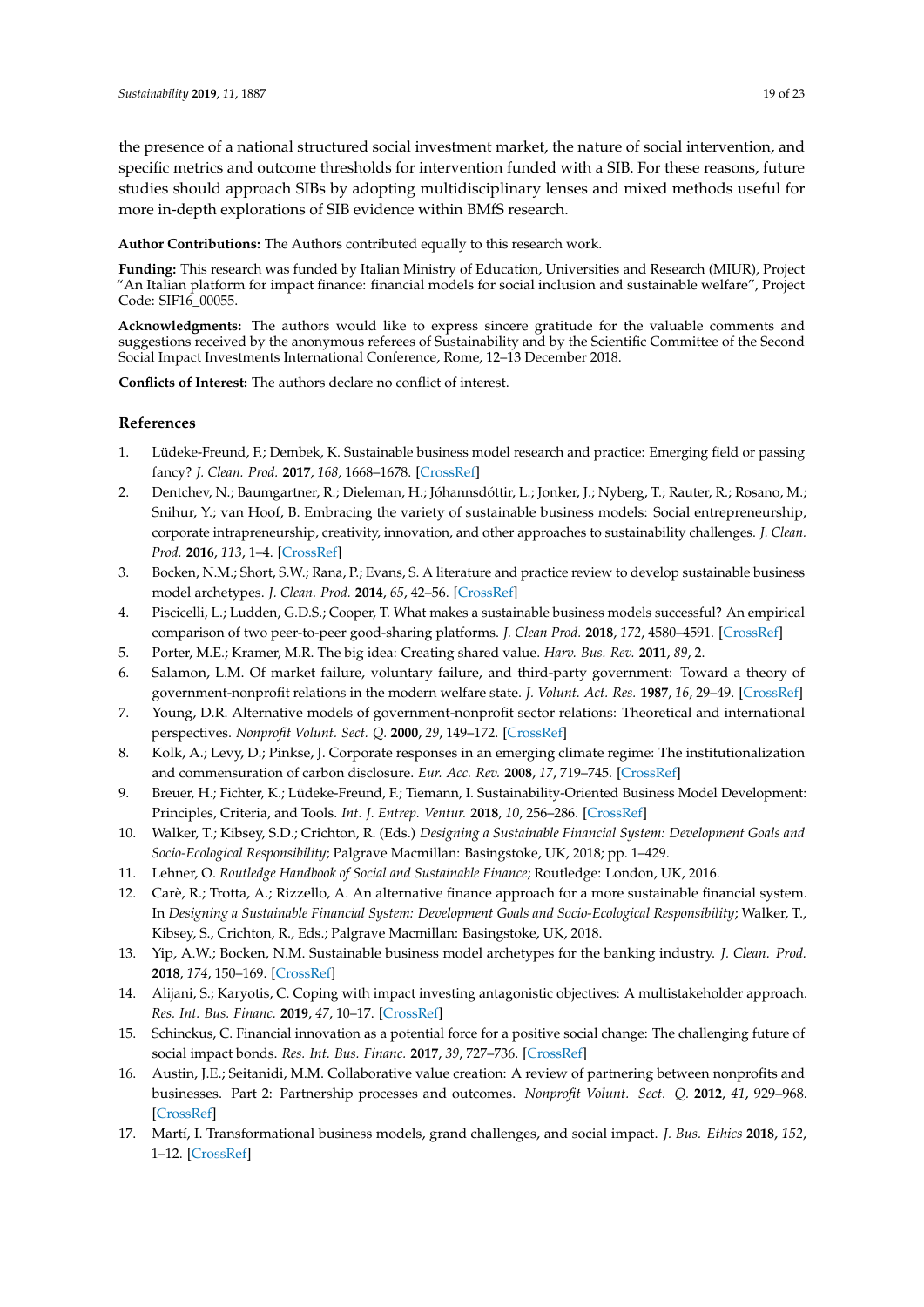the presence of a national structured social investment market, the nature of social intervention, and specific metrics and outcome thresholds for intervention funded with a SIB. For these reasons, future studies should approach SIBs by adopting multidisciplinary lenses and mixed methods useful for more in-depth explorations of SIB evidence within BMfS research.

**Author Contributions:** The Authors contributed equally to this research work.

**Funding:** This research was funded by Italian Ministry of Education, Universities and Research (MIUR), Project "An Italian platform for impact finance: financial models for social inclusion and sustainable welfare", Project Code: SIF16_00055.

**Acknowledgments:** The authors would like to express sincere gratitude for the valuable comments and suggestions received by the anonymous referees of Sustainability and by the Scientific Committee of the Second Social Impact Investments International Conference, Rome, 12–13 December 2018.

**Conflicts of Interest:** The authors declare no conflict of interest.

## References

1. Lüdeke-Freund, F.; Dembek, K. Sustainable business model research and practice: Emerging field or passing fancy? *J. Clean. Prod.* **2017**, *168*, 1668–1678. [CrossRef]
2. Dentchev, N.; Baumgartner, R.; Dieleman, H.; Jóhannsdóttir, L.; Jonker, J.; Nyberg, T.; Rauter, R.; Rosano, M.; Snihur, Y.; van Hoof, B. Embracing the variety of sustainable business models: Social entrepreneurship, corporate intrapreneurship, creativity, innovation, and other approaches to sustainability challenges. *J. Clean. Prod.* **2016**, *113*, 1–4. [CrossRef]
3. Bocken, N.M.; Short, S.W.; Rana, P.; Evans, S. A literature and practice review to develop sustainable business model archetypes. *J. Clean. Prod.* **2014**, *65*, 42–56. [CrossRef]
4. Piscicelli, L.; Ludden, G.D.S.; Cooper, T. What makes a sustainable business models successful? An empirical comparison of two peer-to-peer good-sharing platforms. *J. Clean Prod.* **2018**, *172*, 4580–4591. [CrossRef]
5. Porter, M.E.; Kramer, M.R. The big idea: Creating shared value. *Harv. Bus. Rev.* **2011**, *89*, 2.
6. Salamon, L.M. Of market failure, voluntary failure, and third-party government: Toward a theory of government-nonprofit relations in the modern welfare state. *J. Volunt. Act. Res.* **1987**, *16*, 29–49. [CrossRef]
7. Young, D.R. Alternative models of government-nonprofit sector relations: Theoretical and international perspectives. *Nonprofit Volunt. Sect. Q.* **2000**, *29*, 149–172. [CrossRef]
8. Kolk, A.; Levy, D.; Pinkse, J. Corporate responses in an emerging climate regime: The institutionalization and commensuration of carbon disclosure. *Eur. Acc. Rev.* **2008**, *17*, 719–745. [CrossRef]
9. Breuer, H.; Fichter, K.; Lüdeke-Freund, F.; Tiemann, I. Sustainability-Oriented Business Model Development: Principles, Criteria, and Tools. *Int. J. Entrep. Ventur.* **2018**, *10*, 256–286. [CrossRef]
10. Walker, T.; Kibsey, S.D.; Crichton, R. (Eds.) *Designing a Sustainable Financial System: Development Goals and Socio-Ecological Responsibility*; Palgrave Macmillan: Basingstoke, UK, 2018; pp. 1–429.
11. Lehner, O. *Routledge Handbook of Social and Sustainable Finance*; Routledge: London, UK, 2016.
12. Carè, R.; Trotta, A.; Rizzello, A. An alternative finance approach for a more sustainable financial system. In *Designing a Sustainable Financial System: Development Goals and Socio-Ecological Responsibility*; Walker, T., Kibsey, S., Crichton, R., Eds.; Palgrave Macmillan: Basingstoke, UK, 2018.
13. Yip, A.W.; Bocken, N.M. Sustainable business model archetypes for the banking industry. *J. Clean. Prod.* **2018**, *174*, 150–169. [CrossRef]
14. Alijani, S.; Karyotis, C. Coping with impact investing antagonistic objectives: A multistakeholder approach. *Res. Int. Bus. Financ.* **2019**, *47*, 10–17. [CrossRef]
15. Schinckus, C. Financial innovation as a potential force for a positive social change: The challenging future of social impact bonds. *Res. Int. Bus. Financ.* **2017**, *39*, 727–736. [CrossRef]
16. Austin, J.E.; Seitanidi, M.M. Collaborative value creation: A review of partnering between nonprofits and businesses. Part 2: Partnership processes and outcomes. *Nonprofit Volunt. Sect. Q.* **2012**, *41*, 929–968. [CrossRef]
17. Martí, I. Transformational business models, grand challenges, and social impact. *J. Bus. Ethics* **2018**, *152*, 1–12. [CrossRef]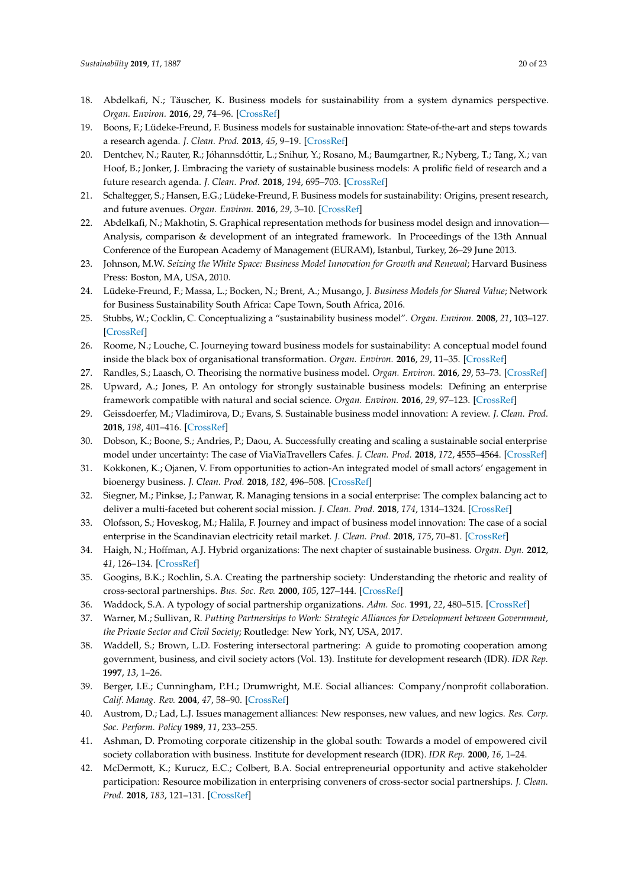18. Abdelkafi, N.; Täuscher, K. Business models for sustainability from a system dynamics perspective. *Organ. Environ.* **2016**, *29*, 74–96. [CrossRef]
19. Boons, F.; Lüdeke-Freund, F. Business models for sustainable innovation: State-of-the-art and steps towards a research agenda. *J. Clean. Prod.* **2013**, *45*, 9–19. [CrossRef]
20. Dentchev, N.; Rauter, R.; Jóhannsdóttir, L.; Snihur, Y.; Rosano, M.; Baumgartner, R.; Nyberg, T.; Tang, X.; van Hoof, B.; Jonker, J. Embracing the variety of sustainable business models: A prolific field of research and a future research agenda. *J. Clean. Prod.* **2018**, *194*, 695–703. [CrossRef]
21. Schaltegger, S.; Hansen, E.G.; Lüdeke-Freund, F. Business models for sustainability: Origins, present research, and future avenues. *Organ. Environ.* **2016**, *29*, 3–10. [CrossRef]
22. Abdelkafi, N.; Makhotin, S. Graphical representation methods for business model design and innovation—Analysis, comparison & development of an integrated framework. In Proceedings of the 13th Annual Conference of the European Academy of Management (EURAM), Istanbul, Turkey, 26–29 June 2013.
23. Johnson, M.W. *Seizing the White Space: Business Model Innovation for Growth and Renewal*; Harvard Business Press: Boston, MA, USA, 2010.
24. Lüdeke-Freund, F.; Massa, L.; Bocken, N.; Brent, A.; Musango, J. *Business Models for Shared Value*; Network for Business Sustainability South Africa: Cape Town, South Africa, 2016.
25. Stubbs, W.; Cocklin, C. Conceptualizing a "sustainability business model". *Organ. Environ.* **2008**, *21*, 103–127. [CrossRef]
26. Roome, N.; Louche, C. Journeying toward business models for sustainability: A conceptual model found inside the black box of organisational transformation. *Organ. Environ.* **2016**, *29*, 11–35. [CrossRef]
27. Randles, S.; Laasch, O. Theorising the normative business model. *Organ. Environ.* **2016**, *29*, 53–73. [CrossRef]
28. Upward, A.; Jones, P. An ontology for strongly sustainable business models: Defining an enterprise framework compatible with natural and social science. *Organ. Environ.* **2016**, *29*, 97–123. [CrossRef]
29. Geissdoerfer, M.; Vladimirova, D.; Evans, S. Sustainable business model innovation: A review. *J. Clean. Prod.* **2018**, *198*, 401–416. [CrossRef]
30. Dobson, K.; Boone, S.; Andries, P.; Daou, A. Successfully creating and scaling a sustainable social enterprise model under uncertainty: The case of ViaViaTravellers Cafes. *J. Clean. Prod.* **2018**, *172*, 4555–4564. [CrossRef]
31. Kokkonen, K.; Ojanen, V. From opportunities to action-An integrated model of small actors' engagement in bioenergy business. *J. Clean. Prod.* **2018**, *182*, 496–508. [CrossRef]
32. Siegner, M.; Pinkse, J.; Panwar, R. Managing tensions in a social enterprise: The complex balancing act to deliver a multi-faceted but coherent social mission. *J. Clean. Prod.* **2018**, *174*, 1314–1324. [CrossRef]
33. Olofsson, S.; Hoveskog, M.; Halila, F. Journey and impact of business model innovation: The case of a social enterprise in the Scandinavian electricity retail market. *J. Clean. Prod.* **2018**, *175*, 70–81. [CrossRef]
34. Haigh, N.; Hoffman, A.J. Hybrid organizations: The next chapter of sustainable business. *Organ. Dyn.* **2012**, *41*, 126–134. [CrossRef]
35. Googins, B.K.; Rochlin, S.A. Creating the partnership society: Understanding the rhetoric and reality of cross-sectoral partnerships. *Bus. Soc. Rev.* **2000**, *105*, 127–144. [CrossRef]
36. Waddock, S.A. A typology of social partnership organizations. *Adm. Soc.* **1991**, *22*, 480–515. [CrossRef]
37. Warner, M.; Sullivan, R. *Putting Partnerships to Work: Strategic Alliances for Development between Government, the Private Sector and Civil Society*; Routledge: New York, NY, USA, 2017.
38. Waddell, S.; Brown, L.D. Fostering intersectoral partnering: A guide to promoting cooperation among government, business, and civil society actors (Vol. 13). Institute for development research (IDR). *IDR Rep.* **1997**, *13*, 1–26.
39. Berger, I.E.; Cunningham, P.H.; Drumwright, M.E. Social alliances: Company/nonprofit collaboration. *Calif. Manag. Rev.* **2004**, *47*, 58–90. [CrossRef]
40. Austrom, D.; Lad, L.J. Issues management alliances: New responses, new values, and new logics. *Res. Corp. Soc. Perform. Policy* **1989**, *11*, 233–255.
41. Ashman, D. Promoting corporate citizenship in the global south: Towards a model of empowered civil society collaboration with business. Institute for development research (IDR). *IDR Rep.* **2000**, *16*, 1–24.
42. McDermott, K.; Kurucz, E.C.; Colbert, B.A. Social entrepreneurial opportunity and active stakeholder participation: Resource mobilization in enterprising conveners of cross-sector social partnerships. *J. Clean. Prod.* **2018**, *183*, 121–131. [CrossRef]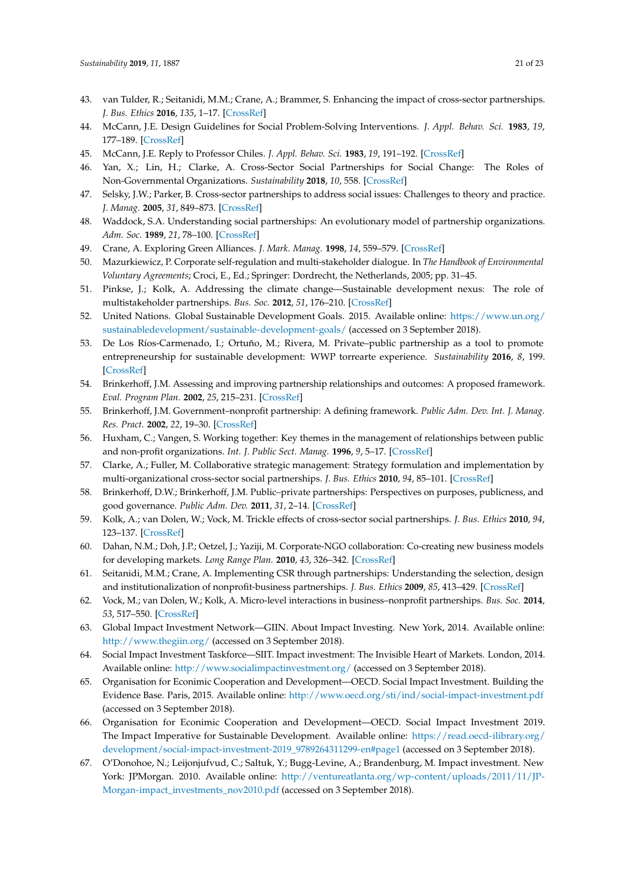43. van Tulder, R.; Seitanidi, M.M.; Crane, A.; Brammer, S. Enhancing the impact of cross-sector partnerships. *J. Bus. Ethics* **2016**, *135*, 1–17. [CrossRef]
44. McCann, J.E. Design Guidelines for Social Problem-Solving Interventions. *J. Appl. Behav. Sci.* **1983**, *19*, 177–189. [CrossRef]
45. McCann, J.E. Reply to Professor Chiles. *J. Appl. Behav. Sci.* **1983**, *19*, 191–192. [CrossRef]
46. Yan, X.; Lin, H.; Clarke, A. Cross-Sector Social Partnerships for Social Change: The Roles of Non-Governmental Organizations. *Sustainability* **2018**, *10*, 558. [CrossRef]
47. Selsky, J.W.; Parker, B. Cross-sector partnerships to address social issues: Challenges to theory and practice. *J. Manag.* **2005**, *31*, 849–873. [CrossRef]
48. Waddock, S.A. Understanding social partnerships: An evolutionary model of partnership organizations. *Adm. Soc.* **1989**, *21*, 78–100. [CrossRef]
49. Crane, A. Exploring Green Alliances. *J. Mark. Manag.* **1998**, *14*, 559–579. [CrossRef]
50. Mazurkiewicz, P. Corporate self-regulation and multi-stakeholder dialogue. In *The Handbook of Environmental Voluntary Agreements*; Croci, E., Ed.; Springer: Dordrecht, the Netherlands, 2005; pp. 31–45.
51. Pinkse, J.; Kolk, A. Addressing the climate change—Sustainable development nexus: The role of multistakeholder partnerships. *Bus. Soc.* **2012**, *51*, 176–210. [CrossRef]
52. United Nations. Global Sustainable Development Goals. 2015. Available online: https://www.un.org/sustainabledevelopment/sustainable-development-goals/ (accessed on 3 September 2018).
53. De Los Ríos-Carmenado, I.; Ortuño, M.; Rivera, M. Private–public partnership as a tool to promote entrepreneurship for sustainable development: WWP torrearte experience. *Sustainability* **2016**, *8*, 199. [CrossRef]
54. Brinkerhoff, J.M. Assessing and improving partnership relationships and outcomes: A proposed framework. *Eval. Program Plan.* **2002**, *25*, 215–231. [CrossRef]
55. Brinkerhoff, J.M. Government–nonprofit partnership: A defining framework. *Public Adm. Dev. Int. J. Manag. Res. Pract.* **2002**, *22*, 19–30. [CrossRef]
56. Huxham, C.; Vangen, S. Working together: Key themes in the management of relationships between public and non-profit organizations. *Int. J. Public Sect. Manag.* **1996**, *9*, 5–17. [CrossRef]
57. Clarke, A.; Fuller, M. Collaborative strategic management: Strategy formulation and implementation by multi-organizational cross-sector social partnerships. *J. Bus. Ethics* **2010**, *94*, 85–101. [CrossRef]
58. Brinkerhoff, D.W.; Brinkerhoff, J.M. Public–private partnerships: Perspectives on purposes, publicness, and good governance. *Public Adm. Dev.* **2011**, *31*, 2–14. [CrossRef]
59. Kolk, A.; van Dolen, W.; Vock, M. Trickle effects of cross-sector social partnerships. *J. Bus. Ethics* **2010**, *94*, 123–137. [CrossRef]
60. Dahan, N.M.; Doh, J.P.; Oetzel, J.; Yaziji, M. Corporate-NGO collaboration: Co-creating new business models for developing markets. *Long Range Plan.* **2010**, *43*, 326–342. [CrossRef]
61. Seitanidi, M.M.; Crane, A. Implementing CSR through partnerships: Understanding the selection, design and institutionalization of nonprofit-business partnerships. *J. Bus. Ethics* **2009**, *85*, 413–429. [CrossRef]
62. Vock, M.; van Dolen, W.; Kolk, A. Micro-level interactions in business–nonprofit partnerships. *Bus. Soc.* **2014**, *53*, 517–550. [CrossRef]
63. Global Impact Investment Network—GIIN. About Impact Investing. New York, 2014. Available online: http://www.thegiin.org/ (accessed on 3 September 2018).
64. Social Impact Investment Taskforce—SIIT. Impact investment: The Invisible Heart of Markets. London, 2014. Available online: http://www.socialimpactinvestment.org/ (accessed on 3 September 2018).
65. Organisation for Econimic Cooperation and Development—OECD. Social Impact Investment. Building the Evidence Base. Paris, 2015. Available online: http://www.oecd.org/sti/ind/social-impact-investment.pdf (accessed on 3 September 2018).
66. Organisation for Econimic Cooperation and Development—OECD. Social Impact Investment 2019. The Impact Imperative for Sustainable Development. Available online: https://read.oecd-ilibrary.org/development/social-impact-investment-2019_9789264311299-en#page1 (accessed on 3 September 2018).
67. O'Donohoe, N.; Leijonjufvud, C.; Saltuk, Y.; Bugg-Levine, A.; Brandenburg, M. Impact investment. New York: JPMorgan. 2010. Available online: http://ventureatlanta.org/wp-content/uploads/2011/11/JP-Morgan-impact_investments_nov2010.pdf (accessed on 3 September 2018).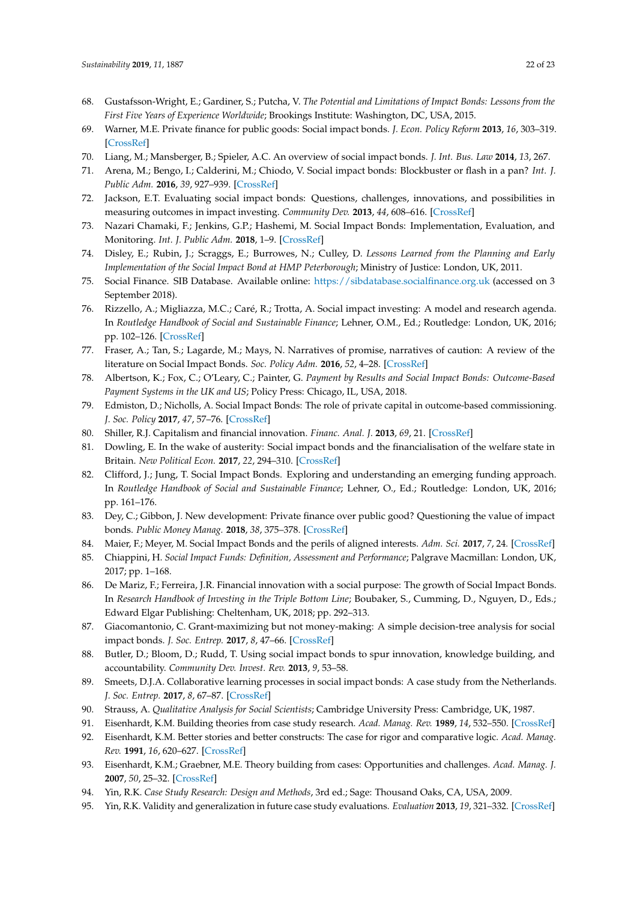68. Gustafsson-Wright, E.; Gardiner, S.; Putcha, V. *The Potential and Limitations of Impact Bonds: Lessons from the First Five Years of Experience Worldwide*; Brookings Institute: Washington, DC, USA, 2015.
69. Warner, M.E. Private finance for public goods: Social impact bonds. *J. Econ. Policy Reform* **2013**, *16*, 303–319. [CrossRef]
70. Liang, M.; Mansberger, B.; Spieler, A.C. An overview of social impact bonds. *J. Int. Bus. Law* **2014**, *13*, 267.
71. Arena, M.; Bengo, I.; Calderini, M.; Chiodo, V. Social impact bonds: Blockbuster or flash in a pan? *Int. J. Public Adm.* **2016**, *39*, 927–939. [CrossRef]
72. Jackson, E.T. Evaluating social impact bonds: Questions, challenges, innovations, and possibilities in measuring outcomes in impact investing. *Community Dev.* **2013**, *44*, 608–616. [CrossRef]
73. Nazari Chamaki, F.; Jenkins, G.P.; Hashemi, M. Social Impact Bonds: Implementation, Evaluation, and Monitoring. *Int. J. Public Adm.* **2018**, 1–9. [CrossRef]
74. Disley, E.; Rubin, J.; Scraggs, E.; Burrowes, N.; Culley, D. *Lessons Learned from the Planning and Early Implementation of the Social Impact Bond at HMP Peterborough*; Ministry of Justice: London, UK, 2011.
75. Social Finance. SIB Database. Available online: https://sibdatabase.socialfinance.org.uk (accessed on 3 September 2018).
76. Rizzello, A.; Migliazza, M.C.; Caré, R.; Trotta, A. Social impact investing: A model and research agenda. In *Routledge Handbook of Social and Sustainable Finance*; Lehner, O.M., Ed.; Routledge: London, UK, 2016; pp. 102–126. [CrossRef]
77. Fraser, A.; Tan, S.; Lagarde, M.; Mays, N. Narratives of promise, narratives of caution: A review of the literature on Social Impact Bonds. *Soc. Policy Adm.* **2016**, *52*, 4–28. [CrossRef]
78. Albertson, K.; Fox, C.; O'Leary, C.; Painter, G. *Payment by Results and Social Impact Bonds: Outcome-Based Payment Systems in the UK and US*; Policy Press: Chicago, IL, USA, 2018.
79. Edmiston, D.; Nicholls, A. Social Impact Bonds: The role of private capital in outcome-based commissioning. *J. Soc. Policy* **2017**, *47*, 57–76. [CrossRef]
80. Shiller, R.J. Capitalism and financial innovation. *Financ. Anal. J.* **2013**, *69*, 21. [CrossRef]
81. Dowling, E. In the wake of austerity: Social impact bonds and the financialisation of the welfare state in Britain. *New Political Econ.* **2017**, *22*, 294–310. [CrossRef]
82. Clifford, J.; Jung, T. Social Impact Bonds. Exploring and understanding an emerging funding approach. In *Routledge Handbook of Social and Sustainable Finance*; Lehner, O., Ed.; Routledge: London, UK, 2016; pp. 161–176.
83. Dey, C.; Gibbon, J. New development: Private finance over public good? Questioning the value of impact bonds. *Public Money Manag.* **2018**, *38*, 375–378. [CrossRef]
84. Maier, F.; Meyer, M. Social Impact Bonds and the perils of aligned interests. *Adm. Sci.* **2017**, *7*, 24. [CrossRef]
85. Chiappini, H. *Social Impact Funds: Definition, Assessment and Performance*; Palgrave Macmillan: London, UK, 2017; pp. 1–168.
86. De Mariz, F.; Ferreira, J.R. Financial innovation with a social purpose: The growth of Social Impact Bonds. In *Research Handbook of Investing in the Triple Bottom Line*; Boubaker, S., Cumming, D., Nguyen, D., Eds.; Edward Elgar Publishing: Cheltenham, UK, 2018; pp. 292–313.
87. Giacomantonio, C. Grant-maximizing but not money-making: A simple decision-tree analysis for social impact bonds. *J. Soc. Entrep.* **2017**, *8*, 47–66. [CrossRef]
88. Butler, D.; Bloom, D.; Rudd, T. Using social impact bonds to spur innovation, knowledge building, and accountability. *Community Dev. Invest. Rev.* **2013**, *9*, 53–58.
89. Smeets, D.J.A. Collaborative learning processes in social impact bonds: A case study from the Netherlands. *J. Soc. Entrep.* **2017**, *8*, 67–87. [CrossRef]
90. Strauss, A. *Qualitative Analysis for Social Scientists*; Cambridge University Press: Cambridge, UK, 1987.
91. Eisenhardt, K.M. Building theories from case study research. *Acad. Manag. Rev.* **1989**, *14*, 532–550. [CrossRef]
92. Eisenhardt, K.M. Better stories and better constructs: The case for rigor and comparative logic. *Acad. Manag. Rev.* **1991**, *16*, 620–627. [CrossRef]
93. Eisenhardt, K.M.; Graebner, M.E. Theory building from cases: Opportunities and challenges. *Acad. Manag. J.* **2007**, *50*, 25–32. [CrossRef]
94. Yin, R.K. *Case Study Research: Design and Methods*, 3rd ed.; Sage: Thousand Oaks, CA, USA, 2009.
95. Yin, R.K. Validity and generalization in future case study evaluations. *Evaluation* **2013**, *19*, 321–332. [CrossRef]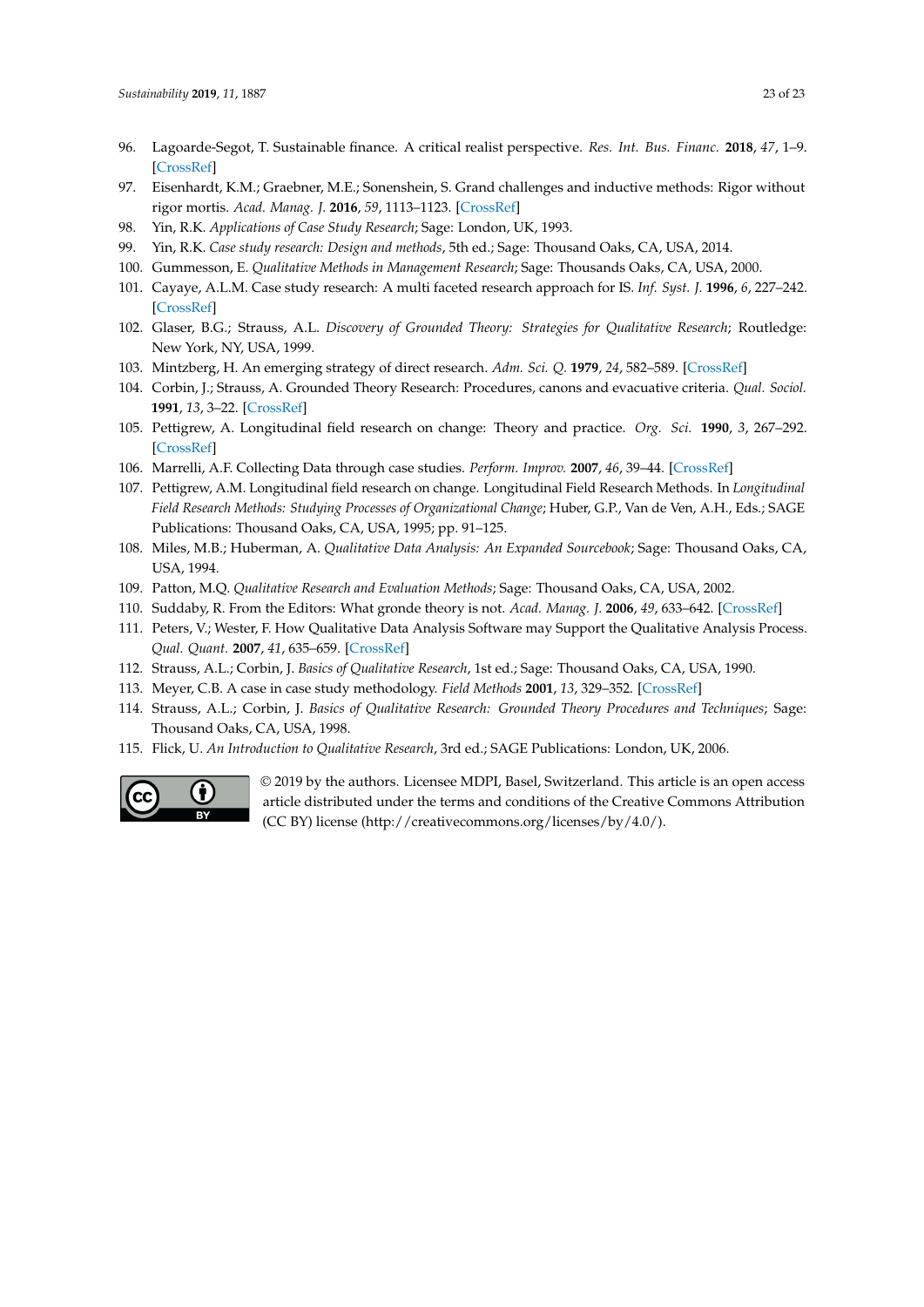96. Lagoarde-Segot, T. Sustainable finance. A critical realist perspective. *Res. Int. Bus. Financ.* **2018**, *47*, 1–9. [CrossRef]
97. Eisenhardt, K.M.; Graebner, M.E.; Sonenshein, S. Grand challenges and inductive methods: Rigor without rigor mortis. *Acad. Manag. J.* **2016**, *59*, 1113–1123. [CrossRef]
98. Yin, R.K. *Applications of Case Study Research*; Sage: London, UK, 1993.
99. Yin, R.K. *Case study research: Design and methods*, 5th ed.; Sage: Thousand Oaks, CA, USA, 2014.
100. Gummesson, E. *Qualitative Methods in Management Research*; Sage: Thousands Oaks, CA, USA, 2000.
101. Cayaye, A.L.M. Case study research: A multi faceted research approach for IS. *Inf. Syst. J.* **1996**, *6*, 227–242. [CrossRef]
102. Glaser, B.G.; Strauss, A.L. *Discovery of Grounded Theory: Strategies for Qualitative Research*; Routledge: New York, NY, USA, 1999.
103. Mintzberg, H. An emerging strategy of direct research. *Adm. Sci. Q.* **1979**, *24*, 582–589. [CrossRef]
104. Corbin, J.; Strauss, A. Grounded Theory Research: Procedures, canons and evacuative criteria. *Qual. Sociol.* **1991**, *13*, 3–22. [CrossRef]
105. Pettigrew, A. Longitudinal field research on change: Theory and practice. *Org. Sci.* **1990**, *3*, 267–292. [CrossRef]
106. Marrelli, A.F. Collecting Data through case studies. *Perform. Improv.* **2007**, *46*, 39–44. [CrossRef]
107. Pettigrew, A.M. Longitudinal field research on change. Longitudinal Field Research Methods. In *Longitudinal Field Research Methods: Studying Processes of Organizational Change*; Huber, G.P., Van de Ven, A.H., Eds.; SAGE Publications: Thousand Oaks, CA, USA, 1995; pp. 91–125.
108. Miles, M.B.; Huberman, A. *Qualitative Data Analysis: An Expanded Sourcebook*; Sage: Thousand Oaks, CA, USA, 1994.
109. Patton, M.Q. *Qualitative Research and Evaluation Methods*; Sage: Thousand Oaks, CA, USA, 2002.
110. Suddaby, R. From the Editors: What gronde theory is not. *Acad. Manag. J.* **2006**, *49*, 633–642. [CrossRef]
111. Peters, V.; Wester, F. How Qualitative Data Analysis Software may Support the Qualitative Analysis Process. *Qual. Quant.* **2007**, *41*, 635–659. [CrossRef]
112. Strauss, A.L.; Corbin, J. *Basics of Qualitative Research*, 1st ed.; Sage: Thousand Oaks, CA, USA, 1990.
113. Meyer, C.B. A case in case study methodology. *Field Methods* **2001**, *13*, 329–352. [CrossRef]
114. Strauss, A.L.; Corbin, J. *Basics of Qualitative Research: Grounded Theory Procedures and Techniques*; Sage: Thousand Oaks, CA, USA, 1998.
115. Flick, U. *An Introduction to Qualitative Research*, 3rd ed.; SAGE Publications: London, UK, 2006.

© 2019 by the authors. Licensee MDPI, Basel, Switzerland. This article is an open access article distributed under the terms and conditions of the Creative Commons Attribution (CC BY) license (http://creativecommons.org/licenses/by/4.0/).